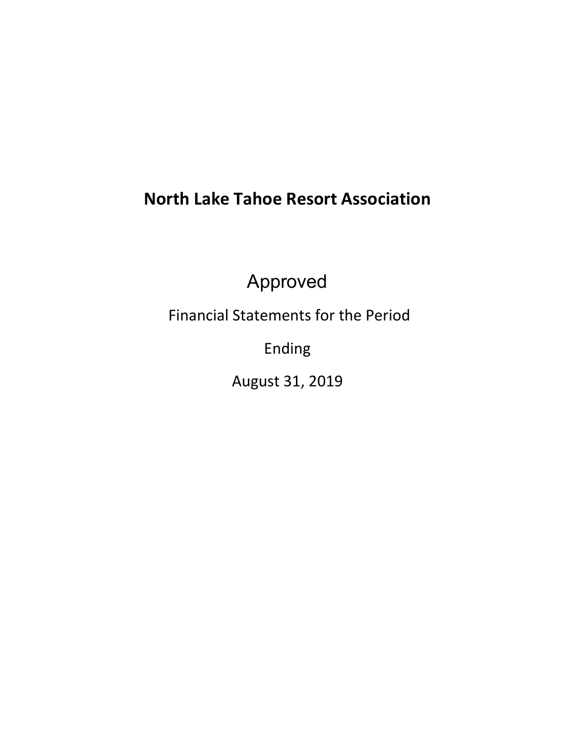# North Lake Tahoe Resort Association

Approved

Financial Statements for the Period

Ending

August 31, 2019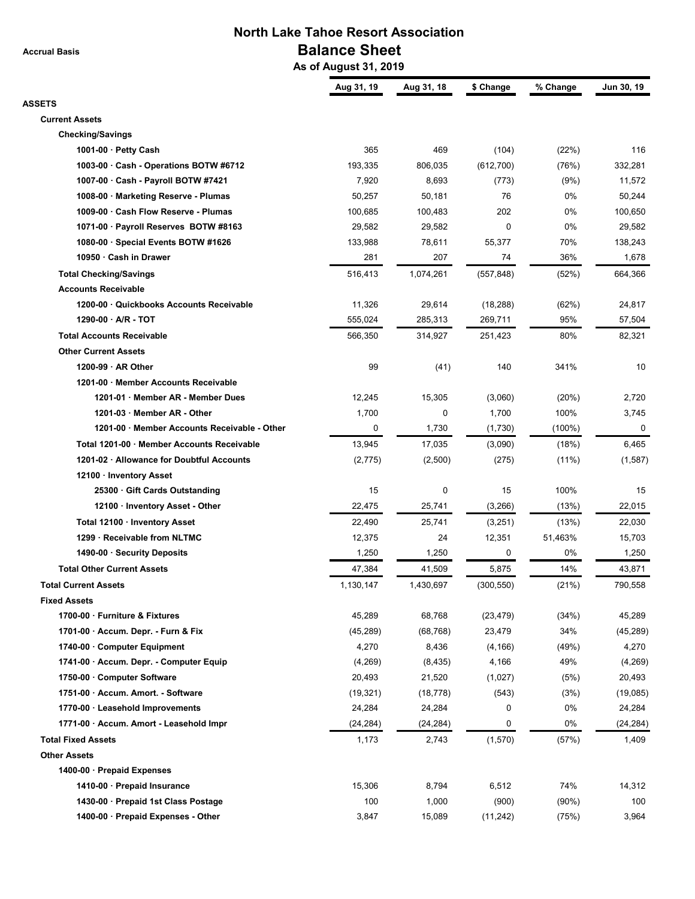# North Lake Tahoe Resort Association

## Balance Sheet

**As of August 31, 2019**

Accrual Basis

| | Aug 31, 19 | Aug 31, 18 | $ Change | % Change | Jun 30, 19 |
|---|---|---|---|---|---|
| **ASSETS** | | | | | |
| **Current Assets** | | | | | |
| **Checking/Savings** | | | | | |
| 1001-00 · Petty Cash | 365 | 469 | (104) | (22%) | 116 |
| 1003-00 · Cash - Operations BOTW #6712 | 193,335 | 806,035 | (612,700) | (76%) | 332,281 |
| 1007-00 · Cash - Payroll BOTW #7421 | 7,920 | 8,693 | (773) | (9%) | 11,572 |
| 1008-00 · Marketing Reserve - Plumas | 50,257 | 50,181 | 76 | 0% | 50,244 |
| 1009-00 · Cash Flow Reserve - Plumas | 100,685 | 100,483 | 202 | 0% | 100,650 |
| 1071-00 · Payroll Reserves BOTW #8163 | 29,582 | 29,582 | 0 | 0% | 29,582 |
| 1080-00 · Special Events BOTW #1626 | 133,988 | 78,611 | 55,377 | 70% | 138,243 |
| 10950 · Cash in Drawer | 281 | 207 | 74 | 36% | 1,678 |
| **Total Checking/Savings** | 516,413 | 1,074,261 | (557,848) | (52%) | 664,366 |
| **Accounts Receivable** | | | | | |
| 1200-00 · Quickbooks Accounts Receivable | 11,326 | 29,614 | (18,288) | (62%) | 24,817 |
| 1290-00 · A/R - TOT | 555,024 | 285,313 | 269,711 | 95% | 57,504 |
| **Total Accounts Receivable** | 566,350 | 314,927 | 251,423 | 80% | 82,321 |
| **Other Current Assets** | | | | | |
| 1200-99 · AR Other | 99 | (41) | 140 | 341% | 10 |
| 1201-00 · Member Accounts Receivable | | | | | |
| 1201-01 · Member AR - Member Dues | 12,245 | 15,305 | (3,060) | (20%) | 2,720 |
| 1201-03 · Member AR - Other | 1,700 | 0 | 1,700 | 100% | 3,745 |
| 1201-00 · Member Accounts Receivable - Other | 0 | 1,730 | (1,730) | (100%) | 0 |
| Total 1201-00 · Member Accounts Receivable | 13,945 | 17,035 | (3,090) | (18%) | 6,465 |
| 1201-02 · Allowance for Doubtful Accounts | (2,775) | (2,500) | (275) | (11%) | (1,587) |
| 12100 · Inventory Asset | | | | | |
| 25300 · Gift Cards Outstanding | 15 | 0 | 15 | 100% | 15 |
| 12100 · Inventory Asset - Other | 22,475 | 25,741 | (3,266) | (13%) | 22,015 |
| Total 12100 · Inventory Asset | 22,490 | 25,741 | (3,251) | (13%) | 22,030 |
| 1299 · Receivable from NLTMC | 12,375 | 24 | 12,351 | 51,463% | 15,703 |
| 1490-00 · Security Deposits | 1,250 | 1,250 | 0 | 0% | 1,250 |
| **Total Other Current Assets** | 47,384 | 41,509 | 5,875 | 14% | 43,871 |
| **Total Current Assets** | 1,130,147 | 1,430,697 | (300,550) | (21%) | 790,558 |
| **Fixed Assets** | | | | | |
| 1700-00 · Furniture & Fixtures | 45,289 | 68,768 | (23,479) | (34%) | 45,289 |
| 1701-00 · Accum. Depr. - Furn & Fix | (45,289) | (68,768) | 23,479 | 34% | (45,289) |
| 1740-00 · Computer Equipment | 4,270 | 8,436 | (4,166) | (49%) | 4,270 |
| 1741-00 · Accum. Depr. - Computer Equip | (4,269) | (8,435) | 4,166 | 49% | (4,269) |
| 1750-00 · Computer Software | 20,493 | 21,520 | (1,027) | (5%) | 20,493 |
| 1751-00 · Accum. Amort. - Software | (19,321) | (18,778) | (543) | (3%) | (19,085) |
| 1770-00 · Leasehold Improvements | 24,284 | 24,284 | 0 | 0% | 24,284 |
| 1771-00 · Accum. Amort - Leasehold Impr | (24,284) | (24,284) | 0 | 0% | (24,284) |
| **Total Fixed Assets** | 1,173 | 2,743 | (1,570) | (57%) | 1,409 |
| **Other Assets** | | | | | |
| 1400-00 · Prepaid Expenses | | | | | |
| 1410-00 · Prepaid Insurance | 15,306 | 8,794 | 6,512 | 74% | 14,312 |
| 1430-00 · Prepaid 1st Class Postage | 100 | 1,000 | (900) | (90%) | 100 |
| 1400-00 · Prepaid Expenses - Other | 3,847 | 15,089 | (11,242) | (75%) | 3,964 |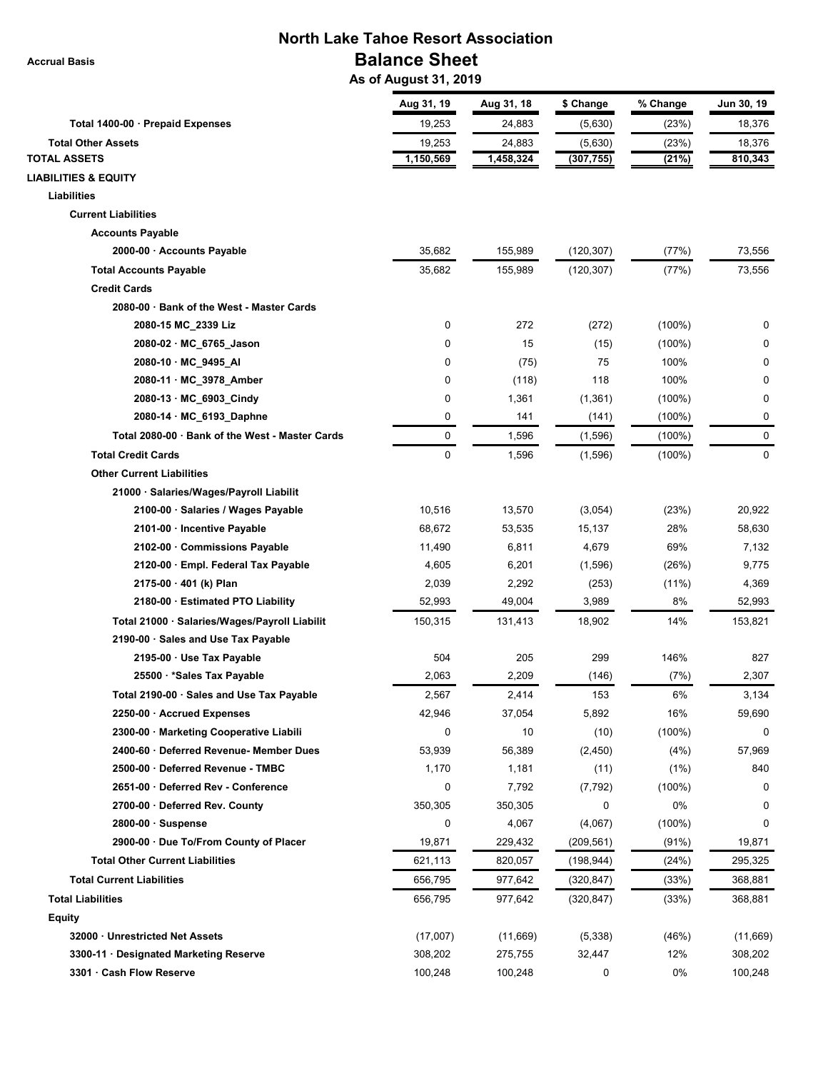# North Lake Tahoe Resort Association

## Balance Sheet

**As of August 31, 2019**

Accrual Basis

| | Aug 31, 19 | Aug 31, 18 | $ Change | % Change | Jun 30, 19 |
|---|---|---|---|---|---|
| **Total 1400-00 · Prepaid Expenses** | 19,253 | 24,883 | (5,630) | (23%) | 18,376 |
| **Total Other Assets** | 19,253 | 24,883 | (5,630) | (23%) | 18,376 |
| **TOTAL ASSETS** | 1,150,569 | 1,458,324 | (307,755) | (21%) | 810,343 |
| **LIABILITIES & EQUITY** | | | | | |
| **Liabilities** | | | | | |
| **Current Liabilities** | | | | | |
| **Accounts Payable** | | | | | |
| 2000-00 · Accounts Payable | 35,682 | 155,989 | (120,307) | (77%) | 73,556 |
| **Total Accounts Payable** | 35,682 | 155,989 | (120,307) | (77%) | 73,556 |
| **Credit Cards** | | | | | |
| 2080-00 · Bank of the West - Master Cards | | | | | |
| 2080-15 MC_2339 Liz | 0 | 272 | (272) | (100%) | 0 |
| 2080-02 · MC_6765_Jason | 0 | 15 | (15) | (100%) | 0 |
| 2080-10 · MC_9495_Al | 0 | (75) | 75 | 100% | 0 |
| 2080-11 · MC_3978_Amber | 0 | (118) | 118 | 100% | 0 |
| 2080-13 · MC_6903_Cindy | 0 | 1,361 | (1,361) | (100%) | 0 |
| 2080-14 · MC_6193_Daphne | 0 | 141 | (141) | (100%) | 0 |
| Total 2080-00 · Bank of the West - Master Cards | 0 | 1,596 | (1,596) | (100%) | 0 |
| **Total Credit Cards** | 0 | 1,596 | (1,596) | (100%) | 0 |
| **Other Current Liabilities** | | | | | |
| 21000 · Salaries/Wages/Payroll Liabilit | | | | | |
| 2100-00 · Salaries / Wages Payable | 10,516 | 13,570 | (3,054) | (23%) | 20,922 |
| 2101-00 · Incentive Payable | 68,672 | 53,535 | 15,137 | 28% | 58,630 |
| 2102-00 · Commissions Payable | 11,490 | 6,811 | 4,679 | 69% | 7,132 |
| 2120-00 · Empl. Federal Tax Payable | 4,605 | 6,201 | (1,596) | (26%) | 9,775 |
| 2175-00 · 401 (k) Plan | 2,039 | 2,292 | (253) | (11%) | 4,369 |
| 2180-00 · Estimated PTO Liability | 52,993 | 49,004 | 3,989 | 8% | 52,993 |
| Total 21000 · Salaries/Wages/Payroll Liabilit | 150,315 | 131,413 | 18,902 | 14% | 153,821 |
| 2190-00 · Sales and Use Tax Payable | | | | | |
| 2195-00 · Use Tax Payable | 504 | 205 | 299 | 146% | 827 |
| 25500 · *Sales Tax Payable | 2,063 | 2,209 | (146) | (7%) | 2,307 |
| Total 2190-00 · Sales and Use Tax Payable | 2,567 | 2,414 | 153 | 6% | 3,134 |
| 2250-00 · Accrued Expenses | 42,946 | 37,054 | 5,892 | 16% | 59,690 |
| 2300-00 · Marketing Cooperative Liabili | 0 | 10 | (10) | (100%) | 0 |
| 2400-60 · Deferred Revenue- Member Dues | 53,939 | 56,389 | (2,450) | (4%) | 57,969 |
| 2500-00 · Deferred Revenue - TMBC | 1,170 | 1,181 | (11) | (1%) | 840 |
| 2651-00 · Deferred Rev - Conference | 0 | 7,792 | (7,792) | (100%) | 0 |
| 2700-00 · Deferred Rev. County | 350,305 | 350,305 | 0 | 0% | 0 |
| 2800-00 · Suspense | 0 | 4,067 | (4,067) | (100%) | 0 |
| 2900-00 · Due To/From County of Placer | 19,871 | 229,432 | (209,561) | (91%) | 19,871 |
| **Total Other Current Liabilities** | 621,113 | 820,057 | (198,944) | (24%) | 295,325 |
| **Total Current Liabilities** | 656,795 | 977,642 | (320,847) | (33%) | 368,881 |
| **Total Liabilities** | 656,795 | 977,642 | (320,847) | (33%) | 368,881 |
| **Equity** | | | | | |
| 32000 · Unrestricted Net Assets | (17,007) | (11,669) | (5,338) | (46%) | (11,669) |
| 3300-11 · Designated Marketing Reserve | 308,202 | 275,755 | 32,447 | 12% | 308,202 |
| 3301 · Cash Flow Reserve | 100,248 | 100,248 | 0 | 0% | 100,248 |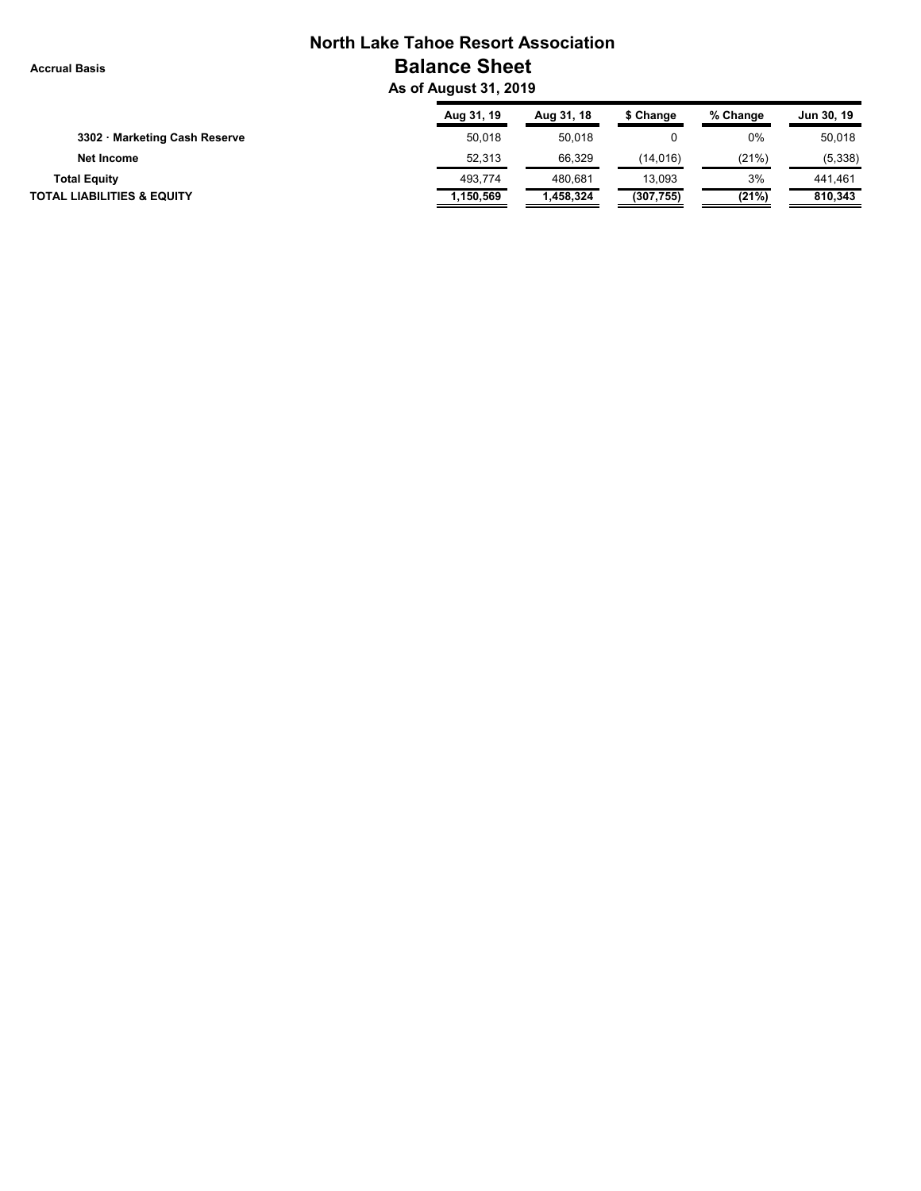# North Lake Tahoe Resort Association

**Accrual Basis**

## Balance Sheet

### As of August 31, 2019

| | Aug 31, 19 | Aug 31, 18 | $ Change | % Change | Jun 30, 19 |
|---|---|---|---|---|---|
| **3302 · Marketing Cash Reserve** | 50,018 | 50,018 | 0 | 0% | 50,018 |
| **Net Income** | 52,313 | 66,329 | (14,016) | (21%) | (5,338) |
| **Total Equity** | 493,774 | 480,681 | 13,093 | 3% | 441,461 |
| **TOTAL LIABILITIES & EQUITY** | **1,150,569** | **1,458,324** | **(307,755)** | **(21%)** | **810,343** |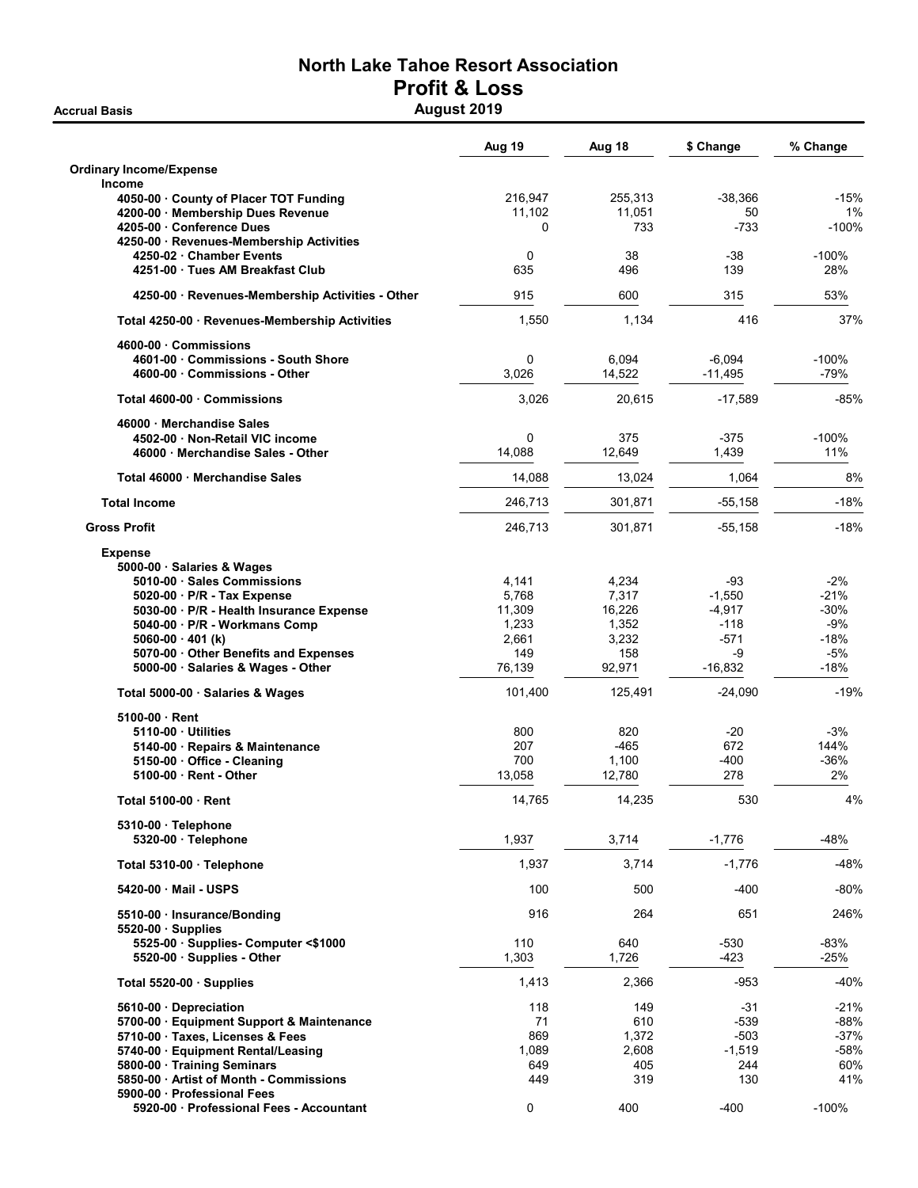# North Lake Tahoe Resort Association
## Profit & Loss
### August 2019

**Accrual Basis**

| | Aug 19 | Aug 18 | $ Change | % Change |
|---|---|---|---|---|
| **Ordinary Income/Expense** | | | | |
| **Income** | | | | |
| 4050-00 · County of Placer TOT Funding | 216,947 | 255,313 | -38,366 | -15% |
| 4200-00 · Membership Dues Revenue | 11,102 | 11,051 | 50 | 1% |
| 4205-00 · Conference Dues | 0 | 733 | -733 | -100% |
| 4250-00 · Revenues-Membership Activities | | | | |
| 4250-02 · Chamber Events | 0 | 38 | -38 | -100% |
| 4251-00 · Tues AM Breakfast Club | 635 | 496 | 139 | 28% |
| 4250-00 · Revenues-Membership Activities - Other | 915 | 600 | 315 | 53% |
| Total 4250-00 · Revenues-Membership Activities | 1,550 | 1,134 | 416 | 37% |
| 4600-00 · Commissions | | | | |
| 4601-00 · Commissions - South Shore | 0 | 6,094 | -6,094 | -100% |
| 4600-00 · Commissions - Other | 3,026 | 14,522 | -11,495 | -79% |
| Total 4600-00 · Commissions | 3,026 | 20,615 | -17,589 | -85% |
| 46000 · Merchandise Sales | | | | |
| 4502-00 · Non-Retail VIC income | 0 | 375 | -375 | -100% |
| 46000 · Merchandise Sales - Other | 14,088 | 12,649 | 1,439 | 11% |
| Total 46000 · Merchandise Sales | 14,088 | 13,024 | 1,064 | 8% |
| **Total Income** | 246,713 | 301,871 | -55,158 | -18% |
| **Gross Profit** | 246,713 | 301,871 | -55,158 | -18% |
| **Expense** | | | | |
| 5000-00 · Salaries & Wages | | | | |
| 5010-00 · Sales Commissions | 4,141 | 4,234 | -93 | -2% |
| 5020-00 · P/R - Tax Expense | 5,768 | 7,317 | -1,550 | -21% |
| 5030-00 · P/R - Health Insurance Expense | 11,309 | 16,226 | -4,917 | -30% |
| 5040-00 · P/R - Workmans Comp | 1,233 | 1,352 | -118 | -9% |
| 5060-00 · 401 (k) | 2,661 | 3,232 | -571 | -18% |
| 5070-00 · Other Benefits and Expenses | 149 | 158 | -9 | -5% |
| 5000-00 · Salaries & Wages - Other | 76,139 | 92,971 | -16,832 | -18% |
| Total 5000-00 · Salaries & Wages | 101,400 | 125,491 | -24,090 | -19% |
| 5100-00 · Rent | | | | |
| 5110-00 · Utilities | 800 | 820 | -20 | -3% |
| 5140-00 · Repairs & Maintenance | 207 | -465 | 672 | 144% |
| 5150-00 · Office - Cleaning | 700 | 1,100 | -400 | -36% |
| 5100-00 · Rent - Other | 13,058 | 12,780 | 278 | 2% |
| Total 5100-00 · Rent | 14,765 | 14,235 | 530 | 4% |
| 5310-00 · Telephone | | | | |
| 5320-00 · Telephone | 1,937 | 3,714 | -1,776 | -48% |
| Total 5310-00 · Telephone | 1,937 | 3,714 | -1,776 | -48% |
| 5420-00 · Mail - USPS | 100 | 500 | -400 | -80% |
| 5510-00 · Insurance/Bonding | 916 | 264 | 651 | 246% |
| 5520-00 · Supplies | | | | |
| 5525-00 · Supplies- Computer <$1000 | 110 | 640 | -530 | -83% |
| 5520-00 · Supplies - Other | 1,303 | 1,726 | -423 | -25% |
| Total 5520-00 · Supplies | 1,413 | 2,366 | -953 | -40% |
| 5610-00 · Depreciation | 118 | 149 | -31 | -21% |
| 5700-00 · Equipment Support & Maintenance | 71 | 610 | -539 | -88% |
| 5710-00 · Taxes, Licenses & Fees | 869 | 1,372 | -503 | -37% |
| 5740-00 · Equipment Rental/Leasing | 1,089 | 2,608 | -1,519 | -58% |
| 5800-00 · Training Seminars | 649 | 405 | 244 | 60% |
| 5850-00 · Artist of Month - Commissions | 449 | 319 | 130 | 41% |
| 5900-00 · Professional Fees | | | | |
| 5920-00 · Professional Fees - Accountant | 0 | 400 | -400 | -100% |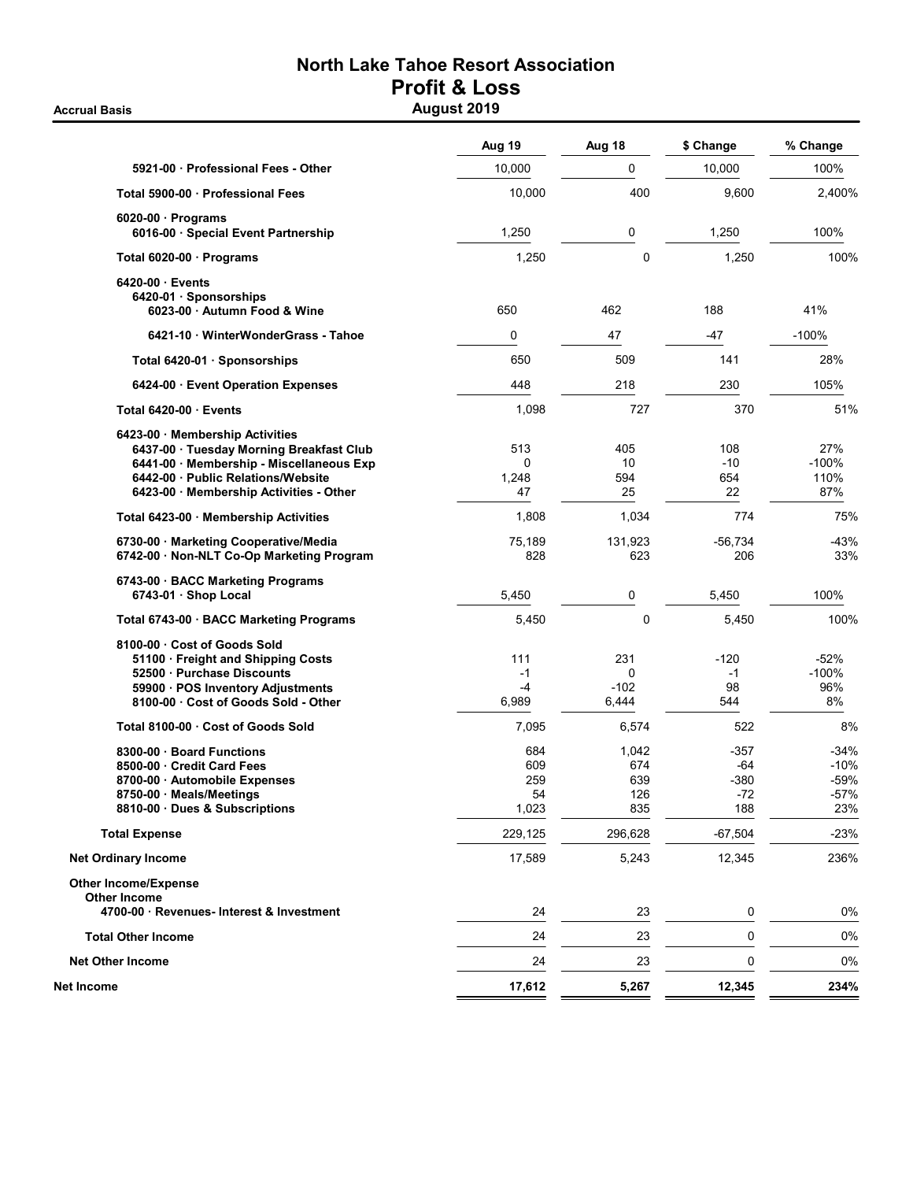# North Lake Tahoe Resort Association

## Profit & Loss

**Accrual Basis** — **August 2019**

| | Aug 19 | Aug 18 | $ Change | % Change |
|---|---|---|---|---|
| 5921-00 · Professional Fees - Other | 10,000 | 0 | 10,000 | 100% |
| **Total 5900-00 · Professional Fees** | 10,000 | 400 | 9,600 | 2,400% |
| 6020-00 · Programs | | | | |
| 6016-00 · Special Event Partnership | 1,250 | 0 | 1,250 | 100% |
| **Total 6020-00 · Programs** | 1,250 | 0 | 1,250 | 100% |
| 6420-00 · Events | | | | |
| 6420-01 · Sponsorships | | | | |
| 6023-00 · Autumn Food & Wine | 650 | 462 | 188 | 41% |
| 6421-10 · WinterWonderGrass - Tahoe | 0 | 47 | -47 | -100% |
| **Total 6420-01 · Sponsorships** | 650 | 509 | 141 | 28% |
| 6424-00 · Event Operation Expenses | 448 | 218 | 230 | 105% |
| **Total 6420-00 · Events** | 1,098 | 727 | 370 | 51% |
| 6423-00 · Membership Activities | | | | |
| 6437-00 · Tuesday Morning Breakfast Club | 513 | 405 | 108 | 27% |
| 6441-00 · Membership - Miscellaneous Exp | 0 | 10 | -10 | -100% |
| 6442-00 · Public Relations/Website | 1,248 | 594 | 654 | 110% |
| 6423-00 · Membership Activities - Other | 47 | 25 | 22 | 87% |
| **Total 6423-00 · Membership Activities** | 1,808 | 1,034 | 774 | 75% |
| 6730-00 · Marketing Cooperative/Media | 75,189 | 131,923 | -56,734 | -43% |
| 6742-00 · Non-NLT Co-Op Marketing Program | 828 | 623 | 206 | 33% |
| 6743-00 · BACC Marketing Programs | | | | |
| 6743-01 · Shop Local | 5,450 | 0 | 5,450 | 100% |
| **Total 6743-00 · BACC Marketing Programs** | 5,450 | 0 | 5,450 | 100% |
| 8100-00 · Cost of Goods Sold | | | | |
| 51100 · Freight and Shipping Costs | 111 | 231 | -120 | -52% |
| 52500 · Purchase Discounts | -1 | 0 | -1 | -100% |
| 59900 · POS Inventory Adjustments | -4 | -102 | 98 | 96% |
| 8100-00 · Cost of Goods Sold - Other | 6,989 | 6,444 | 544 | 8% |
| **Total 8100-00 · Cost of Goods Sold** | 7,095 | 6,574 | 522 | 8% |
| 8300-00 · Board Functions | 684 | 1,042 | -357 | -34% |
| 8500-00 · Credit Card Fees | 609 | 674 | -64 | -10% |
| 8700-00 · Automobile Expenses | 259 | 639 | -380 | -59% |
| 8750-00 · Meals/Meetings | 54 | 126 | -72 | -57% |
| 8810-00 · Dues & Subscriptions | 1,023 | 835 | 188 | 23% |
| **Total Expense** | 229,125 | 296,628 | -67,504 | -23% |
| **Net Ordinary Income** | 17,589 | 5,243 | 12,345 | 236% |
| **Other Income/Expense** | | | | |
| **Other Income** | | | | |
| 4700-00 · Revenues- Interest & Investment | 24 | 23 | 0 | 0% |
| **Total Other Income** | 24 | 23 | 0 | 0% |
| **Net Other Income** | 24 | 23 | 0 | 0% |
| **Net Income** | **17,612** | **5,267** | **12,345** | **234%** |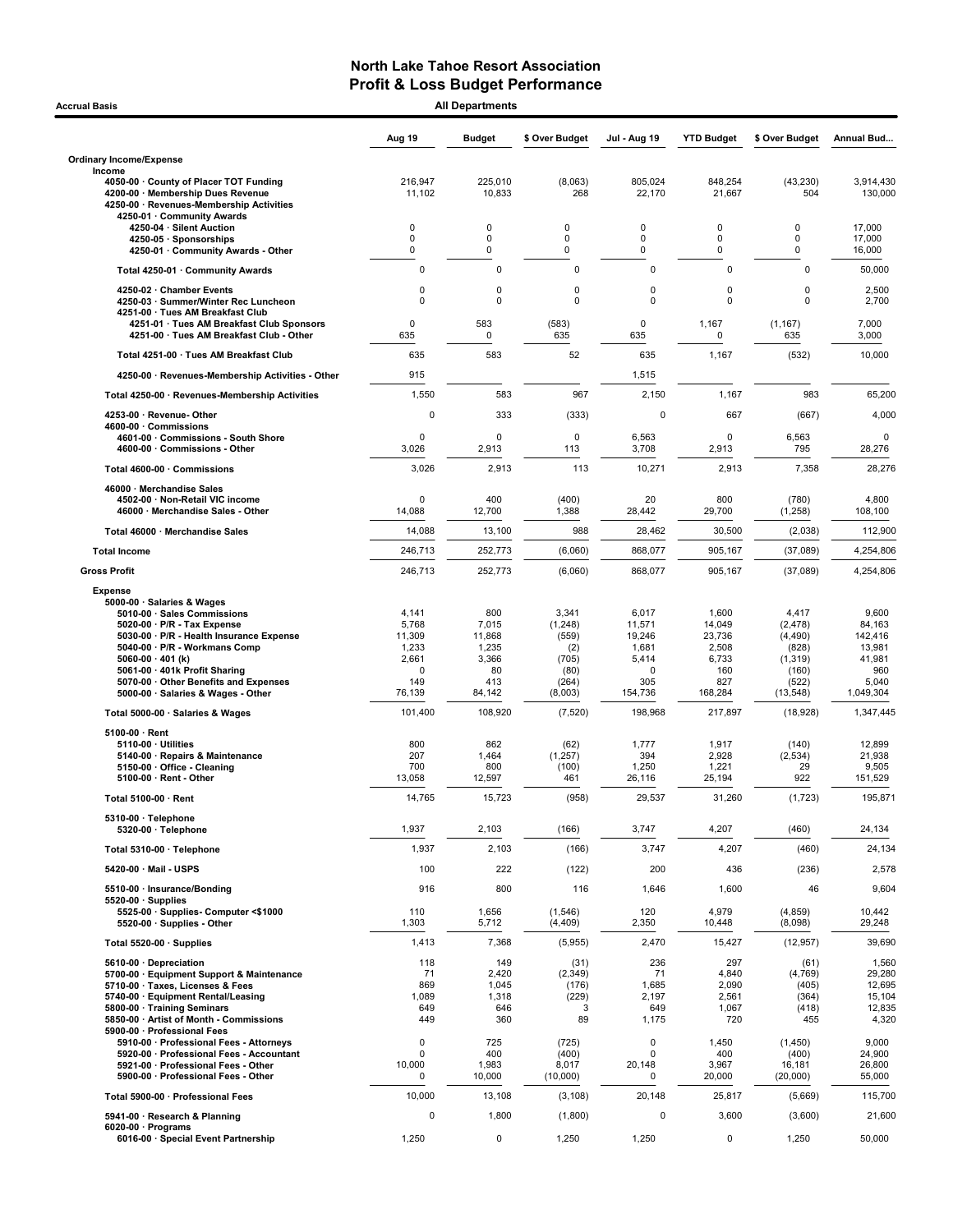# North Lake Tahoe Resort Association
## Profit & Loss Budget Performance

**Accrual Basis** — **All Departments**

| | Aug 19 | Budget | $ Over Budget | Jul - Aug 19 | YTD Budget | $ Over Budget | Annual Bud... |
|---|---|---|---|---|---|---|---|
| **Ordinary Income/Expense** | | | | | | | |
| **Income** | | | | | | | |
| 4050-00 · County of Placer TOT Funding | 216,947 | 225,010 | (8,063) | 805,024 | 848,254 | (43,230) | 3,914,430 |
| 4200-00 · Membership Dues Revenue | 11,102 | 10,833 | 268 | 22,170 | 21,667 | 504 | 130,000 |
| 4250-00 · Revenues-Membership Activities | | | | | | | |
| 4250-01 · Community Awards | | | | | | | |
| 4250-04 · Silent Auction | 0 | 0 | 0 | 0 | 0 | 0 | 17,000 |
| 4250-05 · Sponsorships | 0 | 0 | 0 | 0 | 0 | 0 | 17,000 |
| 4250-01 · Community Awards - Other | 0 | 0 | 0 | 0 | 0 | 0 | 16,000 |
| Total 4250-01 · Community Awards | 0 | 0 | 0 | 0 | 0 | 0 | 50,000 |
| 4250-02 · Chamber Events | 0 | 0 | 0 | 0 | 0 | 0 | 2,500 |
| 4250-03 · Summer/Winter Rec Luncheon | 0 | 0 | 0 | 0 | 0 | 0 | 2,700 |
| 4251-00 · Tues AM Breakfast Club | | | | | | | |
| 4251-01 · Tues AM Breakfast Club Sponsors | 0 | 583 | (583) | 0 | 1,167 | (1,167) | 7,000 |
| 4251-00 · Tues AM Breakfast Club - Other | 635 | 0 | 635 | 635 | 0 | 635 | 3,000 |
| Total 4251-00 · Tues AM Breakfast Club | 635 | 583 | 52 | 635 | 1,167 | (532) | 10,000 |
| 4250-00 · Revenues-Membership Activities - Other | 915 | | | 1,515 | | | |
| Total 4250-00 · Revenues-Membership Activities | 1,550 | 583 | 967 | 2,150 | 1,167 | 983 | 65,200 |
| 4253-00 · Revenue- Other | 0 | 333 | (333) | 0 | 667 | (667) | 4,000 |
| 4600-00 · Commissions | | | | | | | |
| 4601-00 · Commissions - South Shore | 0 | 0 | 0 | 6,563 | 0 | 6,563 | 0 |
| 4600-00 · Commissions - Other | 3,026 | 2,913 | 113 | 3,708 | 2,913 | 795 | 28,276 |
| Total 4600-00 · Commissions | 3,026 | 2,913 | 113 | 10,271 | 2,913 | 7,358 | 28,276 |
| 46000 · Merchandise Sales | | | | | | | |
| 4502-00 · Non-Retail VIC income | 0 | 400 | (400) | 20 | 800 | (780) | 4,800 |
| 46000 · Merchandise Sales - Other | 14,088 | 12,700 | 1,388 | 28,442 | 29,700 | (1,258) | 108,100 |
| Total 46000 · Merchandise Sales | 14,088 | 13,100 | 988 | 28,462 | 30,500 | (2,038) | 112,900 |
| **Total Income** | 246,713 | 252,773 | (6,060) | 868,077 | 905,167 | (37,089) | 4,254,806 |
| **Gross Profit** | 246,713 | 252,773 | (6,060) | 868,077 | 905,167 | (37,089) | 4,254,806 |
| **Expense** | | | | | | | |
| 5000-00 · Salaries & Wages | | | | | | | |
| 5010-00 · Sales Commissions | 4,141 | 800 | 3,341 | 6,017 | 1,600 | 4,417 | 9,600 |
| 5020-00 · P/R - Tax Expense | 5,768 | 7,015 | (1,248) | 11,571 | 14,049 | (2,478) | 84,163 |
| 5030-00 · P/R - Health Insurance Expense | 11,309 | 11,868 | (559) | 19,246 | 23,736 | (4,490) | 142,416 |
| 5040-00 · P/R - Workmans Comp | 1,233 | 1,235 | (2) | 1,681 | 2,508 | (828) | 13,981 |
| 5060-00 · 401 (k) | 2,661 | 3,366 | (705) | 5,414 | 6,733 | (1,319) | 41,981 |
| 5061-00 · 401k Profit Sharing | 0 | 80 | (80) | 0 | 160 | (160) | 960 |
| 5070-00 · Other Benefits and Expenses | 149 | 413 | (264) | 305 | 827 | (522) | 5,040 |
| 5000-00 · Salaries & Wages - Other | 76,139 | 84,142 | (8,003) | 154,736 | 168,284 | (13,548) | 1,049,304 |
| Total 5000-00 · Salaries & Wages | 101,400 | 108,920 | (7,520) | 198,968 | 217,897 | (18,928) | 1,347,445 |
| 5100-00 · Rent | | | | | | | |
| 5110-00 · Utilities | 800 | 862 | (62) | 1,777 | 1,917 | (140) | 12,899 |
| 5140-00 · Repairs & Maintenance | 207 | 1,464 | (1,257) | 394 | 2,928 | (2,534) | 21,938 |
| 5150-00 · Office - Cleaning | 700 | 800 | (100) | 1,250 | 1,221 | 29 | 9,505 |
| 5100-00 · Rent - Other | 13,058 | 12,597 | 461 | 26,116 | 25,194 | 922 | 151,529 |
| Total 5100-00 · Rent | 14,765 | 15,723 | (958) | 29,537 | 31,260 | (1,723) | 195,871 |
| 5310-00 · Telephone | | | | | | | |
| 5320-00 · Telephone | 1,937 | 2,103 | (166) | 3,747 | 4,207 | (460) | 24,134 |
| Total 5310-00 · Telephone | 1,937 | 2,103 | (166) | 3,747 | 4,207 | (460) | 24,134 |
| 5420-00 · Mail - USPS | 100 | 222 | (122) | 200 | 436 | (236) | 2,578 |
| 5510-00 · Insurance/Bonding | 916 | 800 | 116 | 1,646 | 1,600 | 46 | 9,604 |
| 5520-00 · Supplies | | | | | | | |
| 5525-00 · Supplies- Computer <$1000 | 110 | 1,656 | (1,546) | 120 | 4,979 | (4,859) | 10,442 |
| 5520-00 · Supplies - Other | 1,303 | 5,712 | (4,409) | 2,350 | 10,448 | (8,098) | 29,248 |
| Total 5520-00 · Supplies | 1,413 | 7,368 | (5,955) | 2,470 | 15,427 | (12,957) | 39,690 |
| 5610-00 · Depreciation | 118 | 149 | (31) | 236 | 297 | (61) | 1,560 |
| 5700-00 · Equipment Support & Maintenance | 71 | 2,420 | (2,349) | 71 | 4,840 | (4,769) | 29,280 |
| 5710-00 · Taxes, Licenses & Fees | 869 | 1,045 | (176) | 1,685 | 2,090 | (405) | 12,695 |
| 5740-00 · Equipment Rental/Leasing | 1,089 | 1,318 | (229) | 2,197 | 2,561 | (364) | 15,104 |
| 5800-00 · Training Seminars | 649 | 646 | 3 | 649 | 1,067 | (418) | 12,835 |
| 5850-00 · Artist of Month - Commissions | 449 | 360 | 89 | 1,175 | 720 | 455 | 4,320 |
| 5900-00 · Professional Fees | | | | | | | |
| 5910-00 · Professional Fees - Attorneys | 0 | 725 | (725) | 0 | 1,450 | (1,450) | 9,000 |
| 5920-00 · Professional Fees - Accountant | 0 | 400 | (400) | 0 | 400 | (400) | 24,900 |
| 5921-00 · Professional Fees - Other | 10,000 | 1,983 | 8,017 | 20,148 | 3,967 | 16,181 | 26,800 |
| 5900-00 · Professional Fees - Other | 0 | 10,000 | (10,000) | 0 | 20,000 | (20,000) | 55,000 |
| Total 5900-00 · Professional Fees | 10,000 | 13,108 | (3,108) | 20,148 | 25,817 | (5,669) | 115,700 |
| 5941-00 · Research & Planning | 0 | 1,800 | (1,800) | 0 | 3,600 | (3,600) | 21,600 |
| 6020-00 · Programs | | | | | | | |
| 6016-00 · Special Event Partnership | 1,250 | 0 | 1,250 | 1,250 | 0 | 1,250 | 50,000 |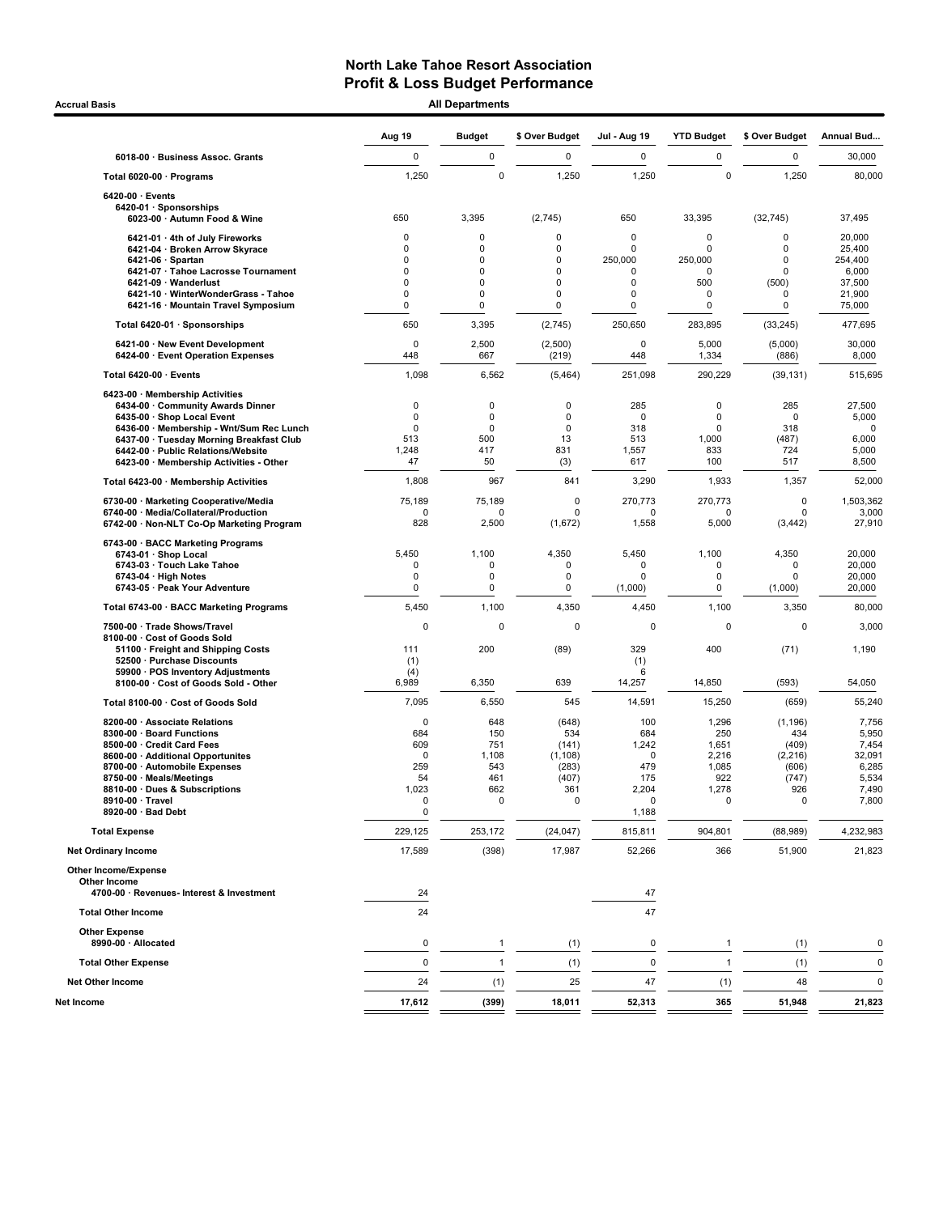# North Lake Tahoe Resort Association
## Profit & Loss Budget Performance

Accrual Basis — All Departments

| | Aug 19 | Budget | $ Over Budget | Jul - Aug 19 | YTD Budget | $ Over Budget | Annual Bud... |
|---|---|---|---|---|---|---|---|
| 6018-00 · Business Assoc. Grants | 0 | 0 | 0 | 0 | 0 | 0 | 30,000 |
| Total 6020-00 · Programs | 1,250 | 0 | 1,250 | 1,250 | 0 | 1,250 | 80,000 |
| 6420-00 · Events | | | | | | | |
| 6420-01 · Sponsorships | | | | | | | |
| 6023-00 · Autumn Food & Wine | 650 | 3,395 | (2,745) | 650 | 33,395 | (32,745) | 37,495 |
| 6421-01 · 4th of July Fireworks | 0 | 0 | 0 | 0 | 0 | 0 | 20,000 |
| 6421-04 · Broken Arrow Skyrace | 0 | 0 | 0 | 0 | 0 | 0 | 25,400 |
| 6421-06 · Spartan | 0 | 0 | 0 | 250,000 | 250,000 | 0 | 254,400 |
| 6421-07 · Tahoe Lacrosse Tournament | 0 | 0 | 0 | 0 | 0 | 0 | 6,000 |
| 6421-09 · Wanderlust | 0 | 0 | 0 | 0 | 500 | (500) | 37,500 |
| 6421-10 · WinterWonderGrass - Tahoe | 0 | 0 | 0 | 0 | 0 | 0 | 21,900 |
| 6421-16 · Mountain Travel Symposium | 0 | 0 | 0 | 0 | 0 | 0 | 75,000 |
| Total 6420-01 · Sponsorships | 650 | 3,395 | (2,745) | 250,650 | 283,895 | (33,245) | 477,695 |
| 6421-00 · New Event Development | 0 | 2,500 | (2,500) | 0 | 5,000 | (5,000) | 30,000 |
| 6424-00 · Event Operation Expenses | 448 | 667 | (219) | 448 | 1,334 | (886) | 8,000 |
| Total 6420-00 · Events | 1,098 | 6,562 | (5,464) | 251,098 | 290,229 | (39,131) | 515,695 |
| 6423-00 · Membership Activities | | | | | | | |
| 6434-00 · Community Awards Dinner | 0 | 0 | 0 | 285 | 0 | 285 | 27,500 |
| 6435-00 · Shop Local Event | 0 | 0 | 0 | 0 | 0 | 0 | 5,000 |
| 6436-00 · Membership - Wnt/Sum Rec Lunch | 0 | 0 | 0 | 318 | 0 | 318 | 0 |
| 6437-00 · Tuesday Morning Breakfast Club | 513 | 500 | 13 | 513 | 1,000 | (487) | 6,000 |
| 6442-00 · Public Relations/Website | 1,248 | 417 | 831 | 1,557 | 833 | 724 | 5,000 |
| 6423-00 · Membership Activities - Other | 47 | 50 | (3) | 617 | 100 | 517 | 8,500 |
| Total 6423-00 · Membership Activities | 1,808 | 967 | 841 | 3,290 | 1,933 | 1,357 | 52,000 |
| 6730-00 · Marketing Cooperative/Media | 75,189 | 75,189 | 0 | 270,773 | 270,773 | 0 | 1,503,362 |
| 6740-00 · Media/Collateral/Production | 0 | 0 | 0 | 0 | 0 | 0 | 3,000 |
| 6742-00 · Non-NLT Co-Op Marketing Program | 828 | 2,500 | (1,672) | 1,558 | 5,000 | (3,442) | 27,910 |
| 6743-00 · BACC Marketing Programs | | | | | | | |
| 6743-01 · Shop Local | 5,450 | 1,100 | 4,350 | 5,450 | 1,100 | 4,350 | 20,000 |
| 6743-03 · Touch Lake Tahoe | 0 | 0 | 0 | 0 | 0 | 0 | 20,000 |
| 6743-04 · High Notes | 0 | 0 | 0 | 0 | 0 | 0 | 20,000 |
| 6743-05 · Peak Your Adventure | 0 | 0 | 0 | (1,000) | 0 | (1,000) | 20,000 |
| Total 6743-00 · BACC Marketing Programs | 5,450 | 1,100 | 4,350 | 4,450 | 1,100 | 3,350 | 80,000 |
| 7500-00 · Trade Shows/Travel | 0 | 0 | 0 | 0 | 0 | 0 | 3,000 |
| 8100-00 · Cost of Goods Sold | | | | | | | |
| 51100 · Freight and Shipping Costs | 111 | 200 | (89) | 329 | 400 | (71) | 1,190 |
| 52500 · Purchase Discounts | (1) | | | (1) | | | |
| 59900 · POS Inventory Adjustments | (4) | | | 6 | | | |
| 8100-00 · Cost of Goods Sold - Other | 6,989 | 6,350 | 639 | 14,257 | 14,850 | (593) | 54,050 |
| Total 8100-00 · Cost of Goods Sold | 7,095 | 6,550 | 545 | 14,591 | 15,250 | (659) | 55,240 |
| 8200-00 · Associate Relations | 0 | 648 | (648) | 100 | 1,296 | (1,196) | 7,756 |
| 8300-00 · Board Functions | 684 | 150 | 534 | 684 | 250 | 434 | 5,950 |
| 8500-00 · Credit Card Fees | 609 | 751 | (141) | 1,242 | 1,651 | (409) | 7,454 |
| 8600-00 · Additional Opportunites | 0 | 1,108 | (1,108) | 0 | 2,216 | (2,216) | 32,091 |
| 8700-00 · Automobile Expenses | 259 | 543 | (283) | 479 | 1,085 | (606) | 6,285 |
| 8750-00 · Meals/Meetings | 54 | 461 | (407) | 175 | 922 | (747) | 5,534 |
| 8810-00 · Dues & Subscriptions | 1,023 | 662 | 361 | 2,204 | 1,278 | 926 | 7,490 |
| 8910-00 · Travel | 0 | 0 | 0 | 0 | 0 | 0 | 7,800 |
| 8920-00 · Bad Debt | 0 | | | 1,188 | | | |
| Total Expense | 229,125 | 253,172 | (24,047) | 815,811 | 904,801 | (88,989) | 4,232,983 |
| Net Ordinary Income | 17,589 | (398) | 17,987 | 52,266 | 366 | 51,900 | 21,823 |
| Other Income/Expense | | | | | | | |
| Other Income | | | | | | | |
| 4700-00 · Revenues- Interest & Investment | 24 | | | 47 | | | |
| Total Other Income | 24 | | | 47 | | | |
| Other Expense | | | | | | | |
| 8990-00 · Allocated | 0 | 1 | (1) | 0 | 1 | (1) | 0 |
| Total Other Expense | 0 | 1 | (1) | 0 | 1 | (1) | 0 |
| Net Other Income | 24 | (1) | 25 | 47 | (1) | 48 | 0 |
| Net Income | 17,612 | (399) | 18,011 | 52,313 | 365 | 51,948 | 21,823 |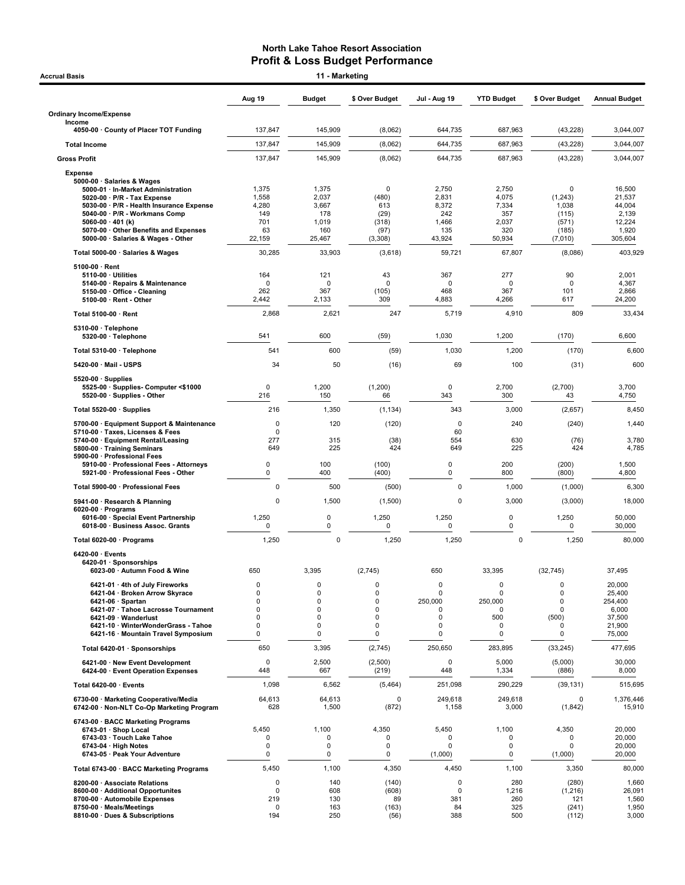# North Lake Tahoe Resort Association
## Profit & Loss Budget Performance

**Accrual Basis** — **11 - Marketing**

| | Aug 19 | Budget | $ Over Budget | Jul - Aug 19 | YTD Budget | $ Over Budget | Annual Budget |
|---|---|---|---|---|---|---|---|
| **Ordinary Income/Expense** | | | | | | | |
| **Income** | | | | | | | |
| 4050-00 · County of Placer TOT Funding | 137,847 | 145,909 | (8,062) | 644,735 | 687,963 | (43,228) | 3,044,007 |
| **Total Income** | 137,847 | 145,909 | (8,062) | 644,735 | 687,963 | (43,228) | 3,044,007 |
| **Gross Profit** | 137,847 | 145,909 | (8,062) | 644,735 | 687,963 | (43,228) | 3,044,007 |
| **Expense** | | | | | | | |
| 5000-00 · Salaries & Wages | | | | | | | |
| 5000-01 · In-Market Administration | 1,375 | 1,375 | 0 | 2,750 | 2,750 | 0 | 16,500 |
| 5020-00 · P/R - Tax Expense | 1,558 | 2,037 | (480) | 2,831 | 4,075 | (1,243) | 21,537 |
| 5030-00 · P/R - Health Insurance Expense | 4,280 | 3,667 | 613 | 8,372 | 7,334 | 1,038 | 44,004 |
| 5040-00 · P/R - Workmans Comp | 149 | 178 | (29) | 242 | 357 | (115) | 2,139 |
| 5060-00 · 401 (k) | 701 | 1,019 | (318) | 1,466 | 2,037 | (571) | 12,224 |
| 5070-00 · Other Benefits and Expenses | 63 | 160 | (97) | 135 | 320 | (185) | 1,920 |
| 5000-00 · Salaries & Wages - Other | 22,159 | 25,467 | (3,308) | 43,924 | 50,934 | (7,010) | 305,604 |
| **Total 5000-00 · Salaries & Wages** | 30,285 | 33,903 | (3,618) | 59,721 | 67,807 | (8,086) | 403,929 |
| 5100-00 · Rent | | | | | | | |
| 5110-00 · Utilities | 164 | 121 | 43 | 367 | 277 | 90 | 2,001 |
| 5140-00 · Repairs & Maintenance | 0 | 0 | 0 | 0 | 0 | 0 | 4,367 |
| 5150-00 · Office - Cleaning | 262 | 367 | (105) | 468 | 367 | 101 | 2,866 |
| 5100-00 · Rent - Other | 2,442 | 2,133 | 309 | 4,883 | 4,266 | 617 | 24,200 |
| **Total 5100-00 · Rent** | 2,868 | 2,621 | 247 | 5,719 | 4,910 | 809 | 33,434 |
| 5310-00 · Telephone | | | | | | | |
| 5320-00 · Telephone | 541 | 600 | (59) | 1,030 | 1,200 | (170) | 6,600 |
| **Total 5310-00 · Telephone** | 541 | 600 | (59) | 1,030 | 1,200 | (170) | 6,600 |
| 5420-00 · Mail - USPS | 34 | 50 | (16) | 69 | 100 | (31) | 600 |
| 5520-00 · Supplies | | | | | | | |
| 5525-00 · Supplies- Computer <$1000 | 0 | 1,200 | (1,200) | 0 | 2,700 | (2,700) | 3,700 |
| 5520-00 · Supplies - Other | 216 | 150 | 66 | 343 | 300 | 43 | 4,750 |
| **Total 5520-00 · Supplies** | 216 | 1,350 | (1,134) | 343 | 3,000 | (2,657) | 8,450 |
| 5700-00 · Equipment Support & Maintenance | 0 | 120 | (120) | 0 | 240 | (240) | 1,440 |
| 5710-00 · Taxes, Licenses & Fees | 0 | | | 60 | | | |
| 5740-00 · Equipment Rental/Leasing | 277 | 315 | (38) | 554 | 630 | (76) | 3,780 |
| 5800-00 · Training Seminars | 649 | 225 | 424 | 649 | 225 | 424 | 4,785 |
| 5900-00 · Professional Fees | | | | | | | |
| 5910-00 · Professional Fees - Attorneys | 0 | 100 | (100) | 0 | 200 | (200) | 1,500 |
| 5921-00 · Professional Fees - Other | 0 | 400 | (400) | 0 | 800 | (800) | 4,800 |
| **Total 5900-00 · Professional Fees** | 0 | 500 | (500) | 0 | 1,000 | (1,000) | 6,300 |
| 5941-00 · Research & Planning | 0 | 1,500 | (1,500) | 0 | 3,000 | (3,000) | 18,000 |
| 6020-00 · Programs | | | | | | | |
| 6016-00 · Special Event Partnership | 1,250 | 0 | 1,250 | 1,250 | 0 | 1,250 | 50,000 |
| 6018-00 · Business Assoc. Grants | 0 | 0 | 0 | 0 | 0 | 0 | 30,000 |
| **Total 6020-00 · Programs** | 1,250 | 0 | 1,250 | 1,250 | 0 | 1,250 | 80,000 |
| 6420-00 · Events | | | | | | | |
| 6420-01 · Sponsorships | | | | | | | |
| 6023-00 · Autumn Food & Wine | 650 | 3,395 | (2,745) | 650 | 33,395 | (32,745) | 37,495 |
| 6421-01 · 4th of July Fireworks | 0 | 0 | 0 | 0 | 0 | 0 | 20,000 |
| 6421-04 · Broken Arrow Skyrace | 0 | 0 | 0 | 0 | 0 | 0 | 25,400 |
| 6421-06 · Spartan | 0 | 0 | 0 | 250,000 | 250,000 | 0 | 254,400 |
| 6421-07 · Tahoe Lacrosse Tournament | 0 | 0 | 0 | 0 | 0 | 0 | 6,000 |
| 6421-09 · Wanderlust | 0 | 0 | 0 | 0 | 500 | (500) | 37,500 |
| 6421-10 · WinterWonderGrass - Tahoe | 0 | 0 | 0 | 0 | 0 | 0 | 21,900 |
| 6421-16 · Mountain Travel Symposium | 0 | 0 | 0 | 0 | 0 | 0 | 75,000 |
| **Total 6420-01 · Sponsorships** | 650 | 3,395 | (2,745) | 250,650 | 283,895 | (33,245) | 477,695 |
| 6421-00 · New Event Development | 0 | 2,500 | (2,500) | 0 | 5,000 | (5,000) | 30,000 |
| 6424-00 · Event Operation Expenses | 448 | 667 | (219) | 448 | 1,334 | (886) | 8,000 |
| **Total 6420-00 · Events** | 1,098 | 6,562 | (5,464) | 251,098 | 290,229 | (39,131) | 515,695 |
| 6730-00 · Marketing Cooperative/Media | 64,613 | 64,613 | 0 | 249,618 | 249,618 | 0 | 1,376,446 |
| 6742-00 · Non-NLT Co-Op Marketing Program | 628 | 1,500 | (872) | 1,158 | 3,000 | (1,842) | 15,910 |
| 6743-00 · BACC Marketing Programs | | | | | | | |
| 6743-01 · Shop Local | 5,450 | 1,100 | 4,350 | 5,450 | 1,100 | 4,350 | 20,000 |
| 6743-03 · Touch Lake Tahoe | 0 | 0 | 0 | 0 | 0 | 0 | 20,000 |
| 6743-04 · High Notes | 0 | 0 | 0 | 0 | 0 | 0 | 20,000 |
| 6743-05 · Peak Your Adventure | 0 | 0 | 0 | (1,000) | 0 | (1,000) | 20,000 |
| **Total 6743-00 · BACC Marketing Programs** | 5,450 | 1,100 | 4,350 | 4,450 | 1,100 | 3,350 | 80,000 |
| 8200-00 · Associate Relations | 0 | 140 | (140) | 0 | 280 | (280) | 1,660 |
| 8600-00 · Additional Opportunites | 0 | 608 | (608) | 0 | 1,216 | (1,216) | 26,091 |
| 8700-00 · Automobile Expenses | 219 | 130 | 89 | 381 | 260 | 121 | 1,560 |
| 8750-00 · Meals/Meetings | 0 | 163 | (163) | 84 | 325 | (241) | 1,950 |
| 8810-00 · Dues & Subscriptions | 194 | 250 | (56) | 388 | 500 | (112) | 3,000 |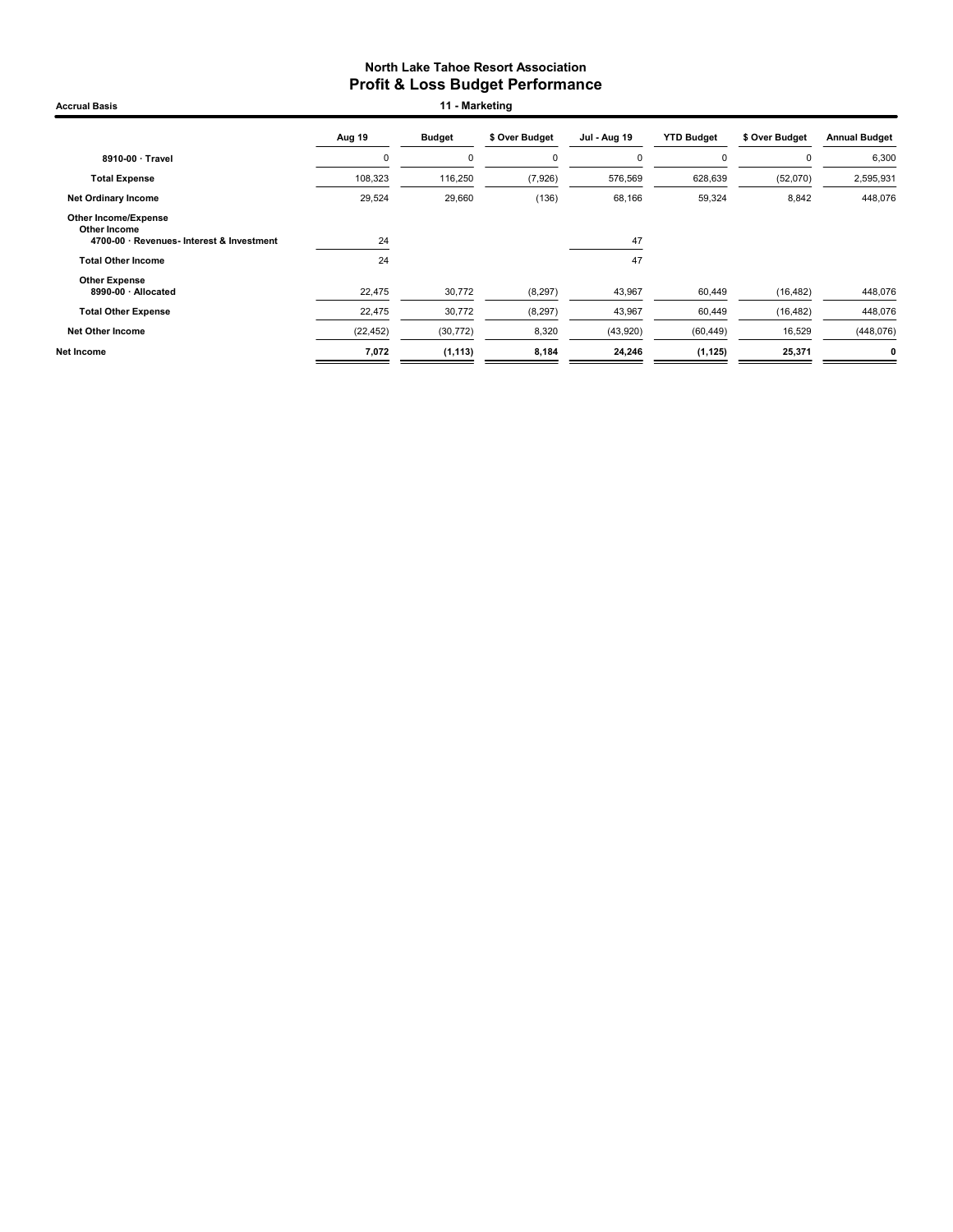# North Lake Tahoe Resort Association
## Profit & Loss Budget Performance

**Accrual Basis** — **11 - Marketing**

| | Aug 19 | Budget | $ Over Budget | Jul - Aug 19 | YTD Budget | $ Over Budget | Annual Budget |
|---|---|---|---|---|---|---|---|
| **8910-00 · Travel** | 0 | 0 | 0 | 0 | 0 | 0 | 6,300 |
| **Total Expense** | 108,323 | 116,250 | (7,926) | 576,569 | 628,639 | (52,070) | 2,595,931 |
| **Net Ordinary Income** | 29,524 | 29,660 | (136) | 68,166 | 59,324 | 8,842 | 448,076 |
| **Other Income/Expense** | | | | | | | |
| **Other Income** | | | | | | | |
| **4700-00 · Revenues- Interest & Investment** | 24 | | | 47 | | | |
| **Total Other Income** | 24 | | | 47 | | | |
| **Other Expense** | | | | | | | |
| **8990-00 · Allocated** | 22,475 | 30,772 | (8,297) | 43,967 | 60,449 | (16,482) | 448,076 |
| **Total Other Expense** | 22,475 | 30,772 | (8,297) | 43,967 | 60,449 | (16,482) | 448,076 |
| **Net Other Income** | (22,452) | (30,772) | 8,320 | (43,920) | (60,449) | 16,529 | (448,076) |
| **Net Income** | **7,072** | **(1,113)** | **8,184** | **24,246** | **(1,125)** | **25,371** | **0** |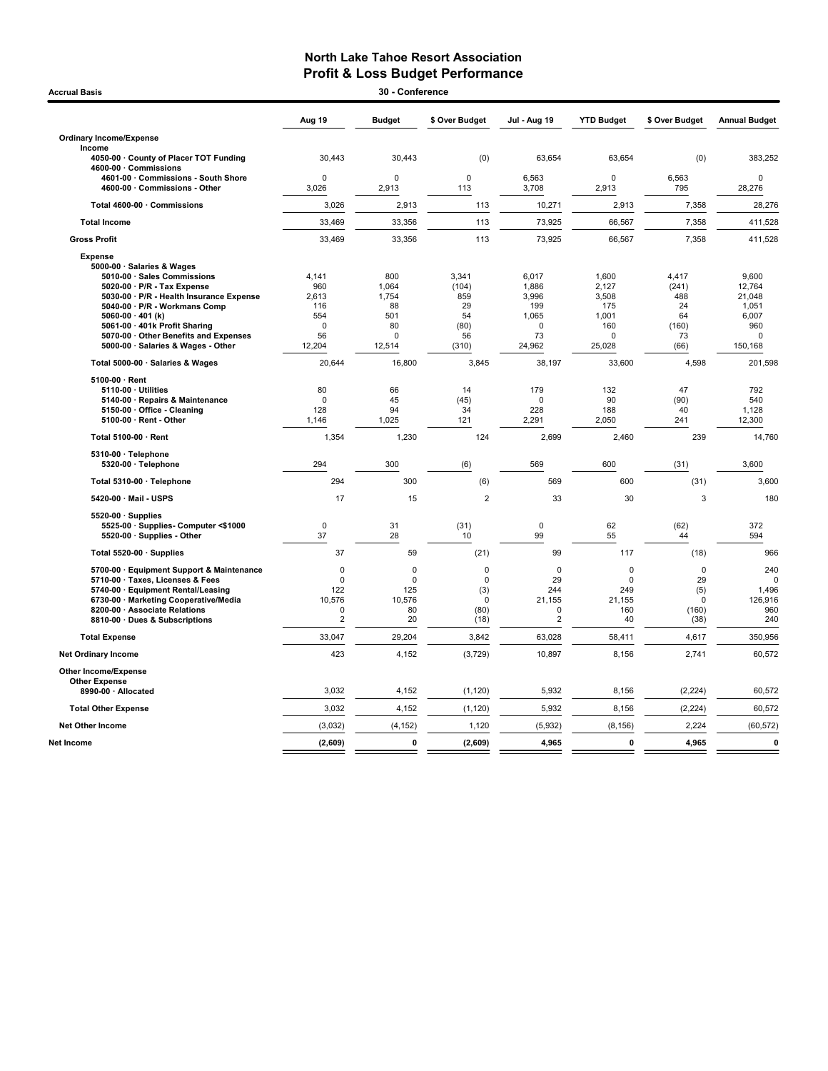# North Lake Tahoe Resort Association
## Profit & Loss Budget Performance

**Accrual Basis** — **30 - Conference**

| | Aug 19 | Budget | $ Over Budget | Jul - Aug 19 | YTD Budget | $ Over Budget | Annual Budget |
|---|---|---|---|---|---|---|---|
| **Ordinary Income/Expense** | | | | | | | |
| **Income** | | | | | | | |
| 4050-00 · County of Placer TOT Funding | 30,443 | 30,443 | (0) | 63,654 | 63,654 | (0) | 383,252 |
| 4600-00 · Commissions | | | | | | | |
| 4601-00 · Commissions - South Shore | 0 | 0 | 0 | 6,563 | 0 | 6,563 | 0 |
| 4600-00 · Commissions - Other | 3,026 | 2,913 | 113 | 3,708 | 2,913 | 795 | 28,276 |
| Total 4600-00 · Commissions | 3,026 | 2,913 | 113 | 10,271 | 2,913 | 7,358 | 28,276 |
| **Total Income** | 33,469 | 33,356 | 113 | 73,925 | 66,567 | 7,358 | 411,528 |
| **Gross Profit** | 33,469 | 33,356 | 113 | 73,925 | 66,567 | 7,358 | 411,528 |
| **Expense** | | | | | | | |
| 5000-00 · Salaries & Wages | | | | | | | |
| 5010-00 · Sales Commissions | 4,141 | 800 | 3,341 | 6,017 | 1,600 | 4,417 | 9,600 |
| 5020-00 · P/R - Tax Expense | 960 | 1,064 | (104) | 1,886 | 2,127 | (241) | 12,764 |
| 5030-00 · P/R - Health Insurance Expense | 2,613 | 1,754 | 859 | 3,996 | 3,508 | 488 | 21,048 |
| 5040-00 · P/R - Workmans Comp | 116 | 88 | 29 | 199 | 175 | 24 | 1,051 |
| 5060-00 · 401 (k) | 554 | 501 | 54 | 1,065 | 1,001 | 64 | 6,007 |
| 5061-00 · 401k Profit Sharing | 0 | 80 | (80) | 0 | 160 | (160) | 960 |
| 5070-00 · Other Benefits and Expenses | 56 | 0 | 56 | 73 | 0 | 73 | 0 |
| 5000-00 · Salaries & Wages - Other | 12,204 | 12,514 | (310) | 24,962 | 25,028 | (66) | 150,168 |
| Total 5000-00 · Salaries & Wages | 20,644 | 16,800 | 3,845 | 38,197 | 33,600 | 4,598 | 201,598 |
| 5100-00 · Rent | | | | | | | |
| 5110-00 · Utilities | 80 | 66 | 14 | 179 | 132 | 47 | 792 |
| 5140-00 · Repairs & Maintenance | 0 | 45 | (45) | 0 | 90 | (90) | 540 |
| 5150-00 · Office - Cleaning | 128 | 94 | 34 | 228 | 188 | 40 | 1,128 |
| 5100-00 · Rent - Other | 1,146 | 1,025 | 121 | 2,291 | 2,050 | 241 | 12,300 |
| Total 5100-00 · Rent | 1,354 | 1,230 | 124 | 2,699 | 2,460 | 239 | 14,760 |
| 5310-00 · Telephone | | | | | | | |
| 5320-00 · Telephone | 294 | 300 | (6) | 569 | 600 | (31) | 3,600 |
| Total 5310-00 · Telephone | 294 | 300 | (6) | 569 | 600 | (31) | 3,600 |
| 5420-00 · Mail - USPS | 17 | 15 | 2 | 33 | 30 | 3 | 180 |
| 5520-00 · Supplies | | | | | | | |
| 5525-00 · Supplies- Computer <$1000 | 0 | 31 | (31) | 0 | 62 | (62) | 372 |
| 5520-00 · Supplies - Other | 37 | 28 | 10 | 99 | 55 | 44 | 594 |
| Total 5520-00 · Supplies | 37 | 59 | (21) | 99 | 117 | (18) | 966 |
| 5700-00 · Equipment Support & Maintenance | 0 | 0 | 0 | 0 | 0 | 0 | 240 |
| 5710-00 · Taxes, Licenses & Fees | 0 | 0 | 0 | 29 | 0 | 29 | 0 |
| 5740-00 · Equipment Rental/Leasing | 122 | 125 | (3) | 244 | 249 | (5) | 1,496 |
| 6730-00 · Marketing Cooperative/Media | 10,576 | 10,576 | 0 | 21,155 | 21,155 | 0 | 126,916 |
| 8200-00 · Associate Relations | 0 | 80 | (80) | 0 | 160 | (160) | 960 |
| 8810-00 · Dues & Subscriptions | 2 | 20 | (18) | 2 | 40 | (38) | 240 |
| **Total Expense** | 33,047 | 29,204 | 3,842 | 63,028 | 58,411 | 4,617 | 350,956 |
| **Net Ordinary Income** | 423 | 4,152 | (3,729) | 10,897 | 8,156 | 2,741 | 60,572 |
| **Other Income/Expense** | | | | | | | |
| **Other Expense** | | | | | | | |
| 8990-00 · Allocated | 3,032 | 4,152 | (1,120) | 5,932 | 8,156 | (2,224) | 60,572 |
| **Total Other Expense** | 3,032 | 4,152 | (1,120) | 5,932 | 8,156 | (2,224) | 60,572 |
| **Net Other Income** | (3,032) | (4,152) | 1,120 | (5,932) | (8,156) | 2,224 | (60,572) |
| **Net Income** | **(2,609)** | **0** | **(2,609)** | **4,965** | **0** | **4,965** | **0** |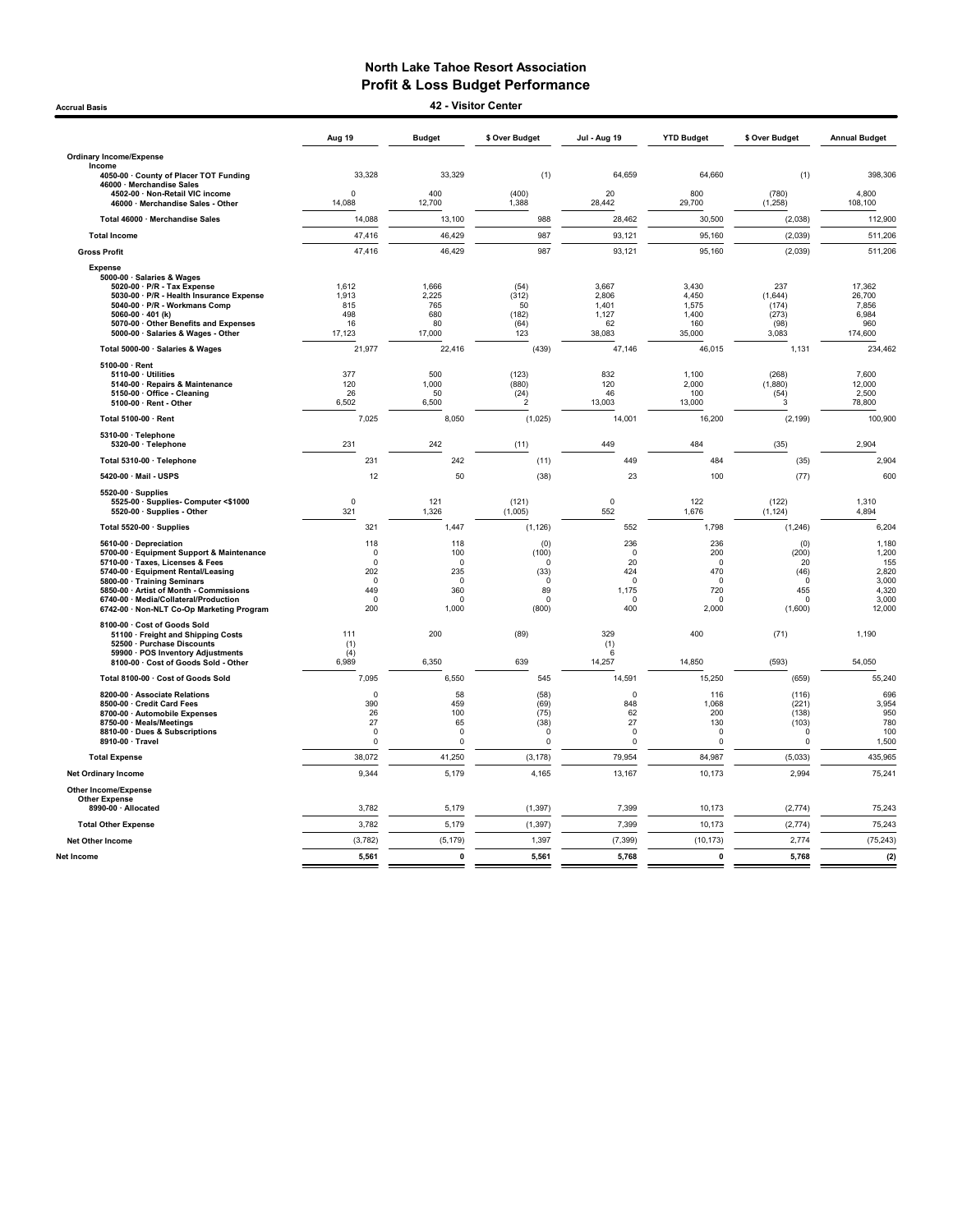# North Lake Tahoe Resort Association
## Profit & Loss Budget Performance
### 42 - Visitor Center

Accrual Basis

| | Aug 19 | Budget | $ Over Budget | Jul - Aug 19 | YTD Budget | $ Over Budget | Annual Budget |
|---|---|---|---|---|---|---|---|
| **Ordinary Income/Expense** | | | | | | | |
| **Income** | | | | | | | |
| 4050-00 · County of Placer TOT Funding | 33,328 | 33,329 | (1) | 64,659 | 64,660 | (1) | 398,306 |
| 46000 · Merchandise Sales | | | | | | | |
| 4502-00 · Non-Retail VIC income | 0 | 400 | (400) | 20 | 800 | (780) | 4,800 |
| 46000 · Merchandise Sales - Other | 14,088 | 12,700 | 1,388 | 28,442 | 29,700 | (1,258) | 108,100 |
| Total 46000 · Merchandise Sales | 14,088 | 13,100 | 988 | 28,462 | 30,500 | (2,038) | 112,900 |
| **Total Income** | 47,416 | 46,429 | 987 | 93,121 | 95,160 | (2,039) | 511,206 |
| **Gross Profit** | 47,416 | 46,429 | 987 | 93,121 | 95,160 | (2,039) | 511,206 |
| **Expense** | | | | | | | |
| 5000-00 · Salaries & Wages | | | | | | | |
| 5020-00 · P/R - Tax Expense | 1,612 | 1,666 | (54) | 3,667 | 3,430 | 237 | 17,362 |
| 5030-00 · P/R - Health Insurance Expense | 1,913 | 2,225 | (312) | 2,806 | 4,450 | (1,644) | 26,700 |
| 5040-00 · P/R - Workmans Comp | 815 | 765 | 50 | 1,401 | 1,575 | (174) | 7,856 |
| 5060-00 · 401 (k) | 498 | 680 | (182) | 1,127 | 1,400 | (273) | 6,984 |
| 5070-00 · Other Benefits and Expenses | 16 | 80 | (64) | 62 | 160 | (98) | 960 |
| 5000-00 · Salaries & Wages - Other | 17,123 | 17,000 | 123 | 38,083 | 35,000 | 3,083 | 174,600 |
| Total 5000-00 · Salaries & Wages | 21,977 | 22,416 | (439) | 47,146 | 46,015 | 1,131 | 234,462 |
| 5100-00 · Rent | | | | | | | |
| 5110-00 · Utilities | 377 | 500 | (123) | 832 | 1,100 | (268) | 7,600 |
| 5140-00 · Repairs & Maintenance | 120 | 1,000 | (880) | 120 | 2,000 | (1,880) | 12,000 |
| 5150-00 · Office - Cleaning | 26 | 50 | (24) | 46 | 100 | (54) | 2,500 |
| 5100-00 · Rent - Other | 6,502 | 6,500 | 2 | 13,003 | 13,000 | 3 | 78,800 |
| Total 5100-00 · Rent | 7,025 | 8,050 | (1,025) | 14,001 | 16,200 | (2,199) | 100,900 |
| 5310-00 · Telephone | | | | | | | |
| 5320-00 · Telephone | 231 | 242 | (11) | 449 | 484 | (35) | 2,904 |
| Total 5310-00 · Telephone | 231 | 242 | (11) | 449 | 484 | (35) | 2,904 |
| 5420-00 · Mail - USPS | 12 | 50 | (38) | 23 | 100 | (77) | 600 |
| 5520-00 · Supplies | | | | | | | |
| 5525-00 · Supplies- Computer <$1000 | 0 | 121 | (121) | 0 | 122 | (122) | 1,310 |
| 5520-00 · Supplies - Other | 321 | 1,326 | (1,005) | 552 | 1,676 | (1,124) | 4,894 |
| Total 5520-00 · Supplies | 321 | 1,447 | (1,126) | 552 | 1,798 | (1,246) | 6,204 |
| 5610-00 · Depreciation | 118 | 118 | (0) | 236 | 236 | (0) | 1,180 |
| 5700-00 · Equipment Support & Maintenance | 0 | 100 | (100) | 0 | 200 | (200) | 1,200 |
| 5710-00 · Taxes, Licenses & Fees | 0 | 0 | 0 | 20 | 0 | 20 | 155 |
| 5740-00 · Equipment Rental/Leasing | 202 | 235 | (33) | 424 | 470 | (46) | 2,820 |
| 5800-00 · Training Seminars | 0 | 0 | 0 | 0 | 0 | 0 | 3,000 |
| 5850-00 · Artist of Month - Commissions | 449 | 360 | 89 | 1,175 | 720 | 455 | 4,320 |
| 6740-00 · Media/Collateral/Production | 0 | 0 | 0 | 0 | 0 | 0 | 3,000 |
| 6742-00 · Non-NLT Co-Op Marketing Program | 200 | 1,000 | (800) | 400 | 2,000 | (1,600) | 12,000 |
| 8100-00 · Cost of Goods Sold | | | | | | | |
| 51100 · Freight and Shipping Costs | 111 | 200 | (89) | 329 | 400 | (71) | 1,190 |
| 52500 · Purchase Discounts | (1) | | | (1) | | | |
| 59900 · POS Inventory Adjustments | (4) | | | 6 | | | |
| 8100-00 · Cost of Goods Sold - Other | 6,989 | 6,350 | 639 | 14,257 | 14,850 | (593) | 54,050 |
| Total 8100-00 · Cost of Goods Sold | 7,095 | 6,550 | 545 | 14,591 | 15,250 | (659) | 55,240 |
| 8200-00 · Associate Relations | 0 | 58 | (58) | 0 | 116 | (116) | 696 |
| 8500-00 · Credit Card Fees | 390 | 459 | (69) | 848 | 1,068 | (221) | 3,954 |
| 8700-00 · Automobile Expenses | 26 | 100 | (75) | 62 | 200 | (138) | 950 |
| 8750-00 · Meals/Meetings | 27 | 65 | (38) | 27 | 130 | (103) | 780 |
| 8810-00 · Dues & Subscriptions | 0 | 0 | 0 | 0 | 0 | 0 | 100 |
| 8910-00 · Travel | 0 | 0 | 0 | 0 | 0 | 0 | 1,500 |
| **Total Expense** | 38,072 | 41,250 | (3,178) | 79,954 | 84,987 | (5,033) | 435,965 |
| **Net Ordinary Income** | 9,344 | 5,179 | 4,165 | 13,167 | 10,173 | 2,994 | 75,241 |
| **Other Income/Expense** | | | | | | | |
| **Other Expense** | | | | | | | |
| 8990-00 · Allocated | 3,782 | 5,179 | (1,397) | 7,399 | 10,173 | (2,774) | 75,243 |
| **Total Other Expense** | 3,782 | 5,179 | (1,397) | 7,399 | 10,173 | (2,774) | 75,243 |
| **Net Other Income** | (3,782) | (5,179) | 1,397 | (7,399) | (10,173) | 2,774 | (75,243) |
| **Net Income** | **5,561** | **0** | **5,561** | **5,768** | **0** | **5,768** | **(2)** |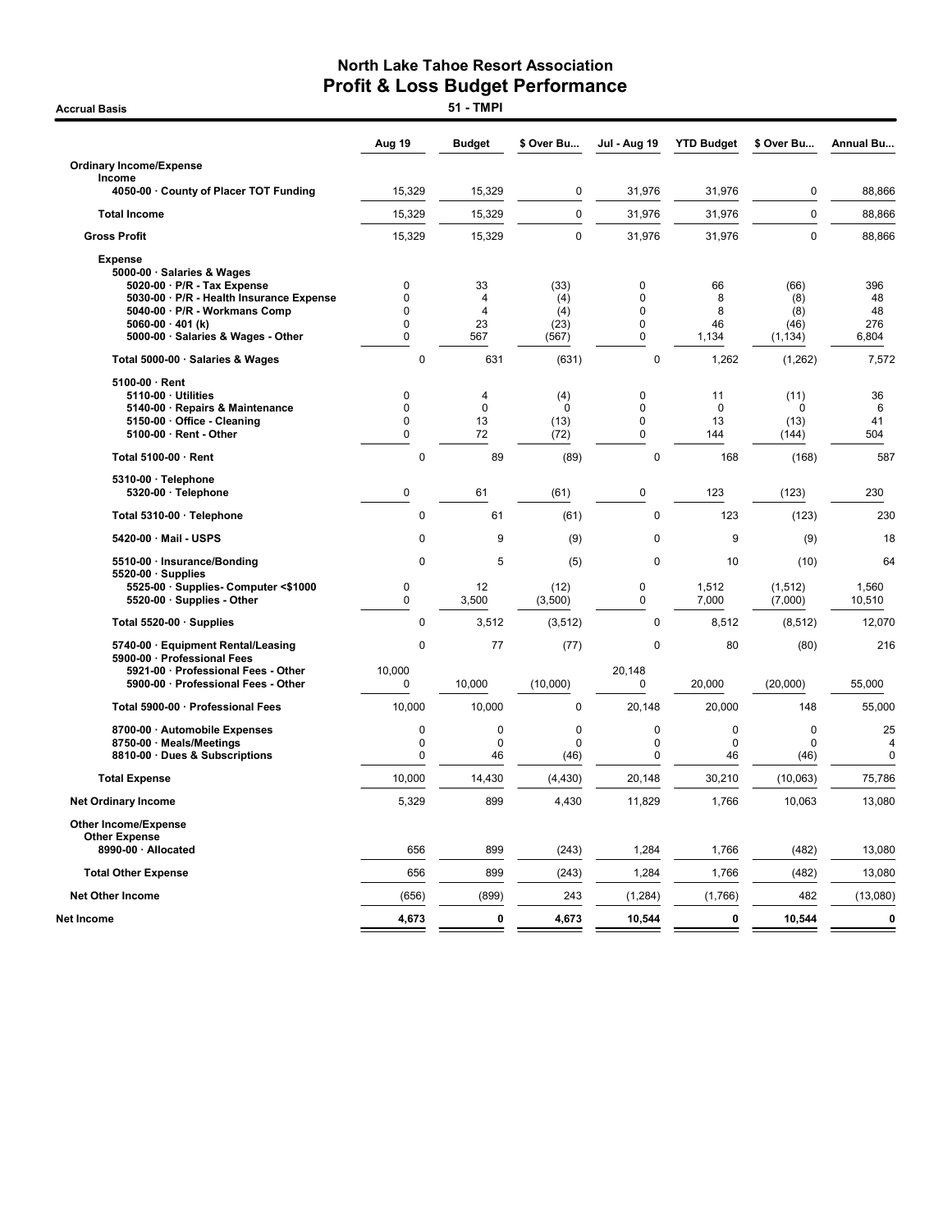# North Lake Tahoe Resort Association
## Profit & Loss Budget Performance

**Accrual Basis** — 51 - TMPI

| | Aug 19 | Budget | $ Over Bu... | Jul - Aug 19 | YTD Budget | $ Over Bu... | Annual Bu... |
|---|---|---|---|---|---|---|---|
| **Ordinary Income/Expense** | | | | | | | |
| **Income** | | | | | | | |
| 4050-00 · County of Placer TOT Funding | 15,329 | 15,329 | 0 | 31,976 | 31,976 | 0 | 88,866 |
| **Total Income** | 15,329 | 15,329 | 0 | 31,976 | 31,976 | 0 | 88,866 |
| **Gross Profit** | 15,329 | 15,329 | 0 | 31,976 | 31,976 | 0 | 88,866 |
| **Expense** | | | | | | | |
| 5000-00 · Salaries & Wages | | | | | | | |
| 5020-00 · P/R - Tax Expense | 0 | 33 | (33) | 0 | 66 | (66) | 396 |
| 5030-00 · P/R - Health Insurance Expense | 0 | 4 | (4) | 0 | 8 | (8) | 48 |
| 5040-00 · P/R - Workmans Comp | 0 | 4 | (4) | 0 | 8 | (8) | 48 |
| 5060-00 · 401 (k) | 0 | 23 | (23) | 0 | 46 | (46) | 276 |
| 5000-00 · Salaries & Wages - Other | 0 | 567 | (567) | 0 | 1,134 | (1,134) | 6,804 |
| Total 5000-00 · Salaries & Wages | 0 | 631 | (631) | 0 | 1,262 | (1,262) | 7,572 |
| 5100-00 · Rent | | | | | | | |
| 5110-00 · Utilities | 0 | 4 | (4) | 0 | 11 | (11) | 36 |
| 5140-00 · Repairs & Maintenance | 0 | 0 | 0 | 0 | 0 | 0 | 6 |
| 5150-00 · Office - Cleaning | 0 | 13 | (13) | 0 | 13 | (13) | 41 |
| 5100-00 · Rent - Other | 0 | 72 | (72) | 0 | 144 | (144) | 504 |
| Total 5100-00 · Rent | 0 | 89 | (89) | 0 | 168 | (168) | 587 |
| 5310-00 · Telephone | | | | | | | |
| 5320-00 · Telephone | 0 | 61 | (61) | 0 | 123 | (123) | 230 |
| Total 5310-00 · Telephone | 0 | 61 | (61) | 0 | 123 | (123) | 230 |
| 5420-00 · Mail - USPS | 0 | 9 | (9) | 0 | 9 | (9) | 18 |
| 5510-00 · Insurance/Bonding | 0 | 5 | (5) | 0 | 10 | (10) | 64 |
| 5520-00 · Supplies | | | | | | | |
| 5525-00 · Supplies- Computer <$1000 | 0 | 12 | (12) | 0 | 1,512 | (1,512) | 1,560 |
| 5520-00 · Supplies - Other | 0 | 3,500 | (3,500) | 0 | 7,000 | (7,000) | 10,510 |
| Total 5520-00 · Supplies | 0 | 3,512 | (3,512) | 0 | 8,512 | (8,512) | 12,070 |
| 5740-00 · Equipment Rental/Leasing | 0 | 77 | (77) | 0 | 80 | (80) | 216 |
| 5900-00 · Professional Fees | | | | | | | |
| 5921-00 · Professional Fees - Other | 10,000 | | | 20,148 | | | |
| 5900-00 · Professional Fees - Other | 0 | 10,000 | (10,000) | 0 | 20,000 | (20,000) | 55,000 |
| Total 5900-00 · Professional Fees | 10,000 | 10,000 | 0 | 20,148 | 20,000 | 148 | 55,000 |
| 8700-00 · Automobile Expenses | 0 | 0 | 0 | 0 | 0 | 0 | 25 |
| 8750-00 · Meals/Meetings | 0 | 0 | 0 | 0 | 0 | 0 | 4 |
| 8810-00 · Dues & Subscriptions | 0 | 46 | (46) | 0 | 46 | (46) | 0 |
| **Total Expense** | 10,000 | 14,430 | (4,430) | 20,148 | 30,210 | (10,063) | 75,786 |
| **Net Ordinary Income** | 5,329 | 899 | 4,430 | 11,829 | 1,766 | 10,063 | 13,080 |
| **Other Income/Expense** | | | | | | | |
| **Other Expense** | | | | | | | |
| 8990-00 · Allocated | 656 | 899 | (243) | 1,284 | 1,766 | (482) | 13,080 |
| **Total Other Expense** | 656 | 899 | (243) | 1,284 | 1,766 | (482) | 13,080 |
| **Net Other Income** | (656) | (899) | 243 | (1,284) | (1,766) | 482 | (13,080) |
| **Net Income** | **4,673** | **0** | **4,673** | **10,544** | **0** | **10,544** | **0** |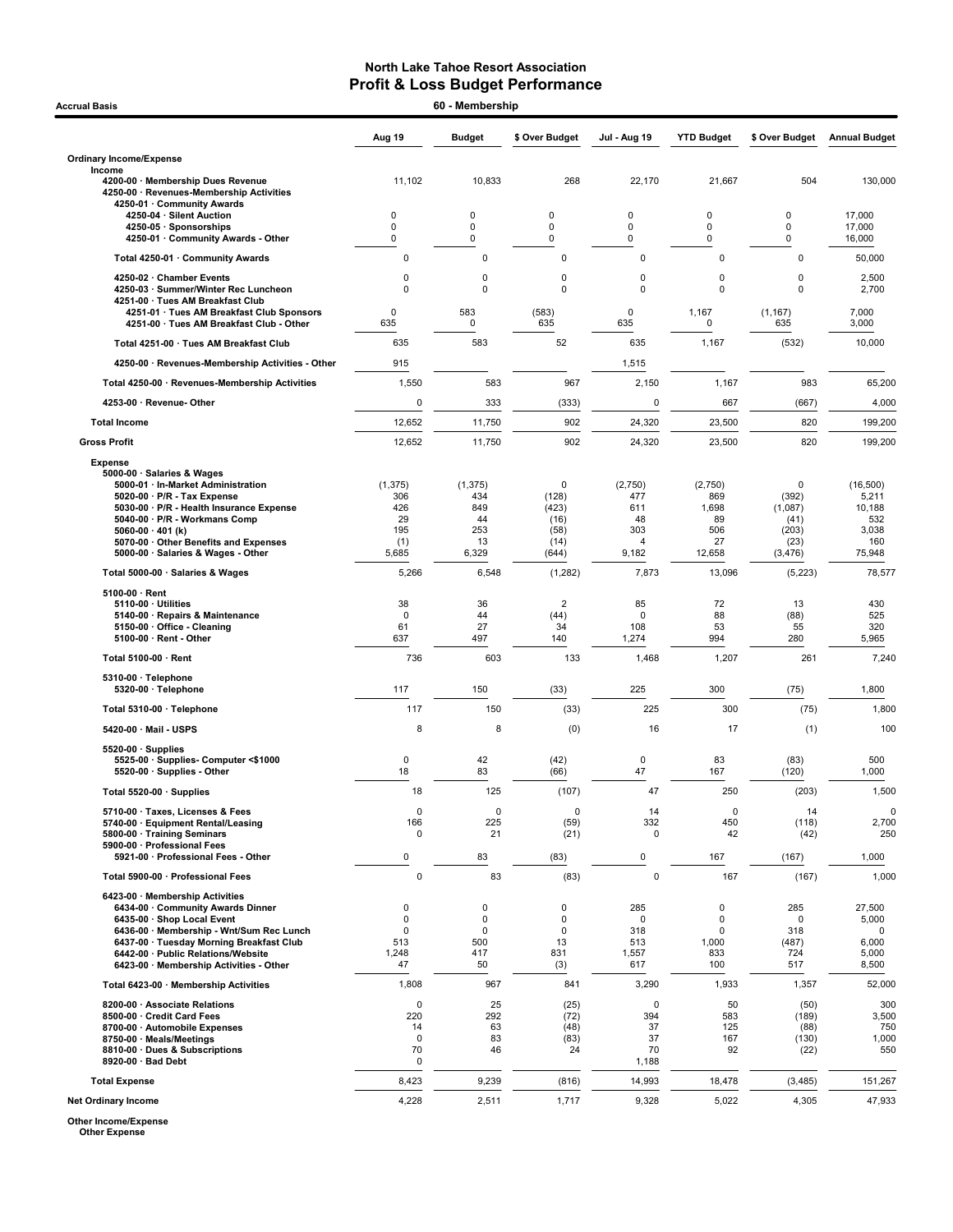# North Lake Tahoe Resort Association
## Profit & Loss Budget Performance

**Accrual Basis** — **60 - Membership**

| | Aug 19 | Budget | $ Over Budget | Jul - Aug 19 | YTD Budget | $ Over Budget | Annual Budget |
|---|---|---|---|---|---|---|---|
| **Ordinary Income/Expense** | | | | | | | |
| **Income** | | | | | | | |
| 4200-00 · Membership Dues Revenue | 11,102 | 10,833 | 268 | 22,170 | 21,667 | 504 | 130,000 |
| 4250-00 · Revenues-Membership Activities | | | | | | | |
| 4250-01 · Community Awards | | | | | | | |
| 4250-04 · Silent Auction | 0 | 0 | 0 | 0 | 0 | 0 | 17,000 |
| 4250-05 · Sponsorships | 0 | 0 | 0 | 0 | 0 | 0 | 17,000 |
| 4250-01 · Community Awards - Other | 0 | 0 | 0 | 0 | 0 | 0 | 16,000 |
| Total 4250-01 · Community Awards | 0 | 0 | 0 | 0 | 0 | 0 | 50,000 |
| 4250-02 · Chamber Events | 0 | 0 | 0 | 0 | 0 | 0 | 2,500 |
| 4250-03 · Summer/Winter Rec Luncheon | 0 | 0 | 0 | 0 | 0 | 0 | 2,700 |
| 4251-00 · Tues AM Breakfast Club | | | | | | | |
| 4251-01 · Tues AM Breakfast Club Sponsors | 0 | 583 | (583) | 0 | 1,167 | (1,167) | 7,000 |
| 4251-00 · Tues AM Breakfast Club - Other | 635 | 0 | 635 | 635 | 0 | 635 | 3,000 |
| Total 4251-00 · Tues AM Breakfast Club | 635 | 583 | 52 | 635 | 1,167 | (532) | 10,000 |
| 4250-00 · Revenues-Membership Activities - Other | 915 | | | 1,515 | | | |
| Total 4250-00 · Revenues-Membership Activities | 1,550 | 583 | 967 | 2,150 | 1,167 | 983 | 65,200 |
| 4253-00 · Revenue- Other | 0 | 333 | (333) | 0 | 667 | (667) | 4,000 |
| **Total Income** | 12,652 | 11,750 | 902 | 24,320 | 23,500 | 820 | 199,200 |
| **Gross Profit** | 12,652 | 11,750 | 902 | 24,320 | 23,500 | 820 | 199,200 |
| **Expense** | | | | | | | |
| 5000-00 · Salaries & Wages | | | | | | | |
| 5000-01 · In-Market Administration | (1,375) | (1,375) | 0 | (2,750) | (2,750) | 0 | (16,500) |
| 5020-00 · P/R - Tax Expense | 306 | 434 | (128) | 477 | 869 | (392) | 5,211 |
| 5030-00 · P/R - Health Insurance Expense | 426 | 849 | (423) | 611 | 1,698 | (1,087) | 10,188 |
| 5040-00 · P/R - Workmans Comp | 29 | 44 | (16) | 48 | 89 | (41) | 532 |
| 5060-00 · 401 (k) | 195 | 253 | (58) | 303 | 506 | (203) | 3,038 |
| 5070-00 · Other Benefits and Expenses | (1) | 13 | (14) | 4 | 27 | (23) | 160 |
| 5000-00 · Salaries & Wages - Other | 5,685 | 6,329 | (644) | 9,182 | 12,658 | (3,476) | 75,948 |
| Total 5000-00 · Salaries & Wages | 5,266 | 6,548 | (1,282) | 7,873 | 13,096 | (5,223) | 78,577 |
| 5100-00 · Rent | | | | | | | |
| 5110-00 · Utilities | 38 | 36 | 2 | 85 | 72 | 13 | 430 |
| 5140-00 · Repairs & Maintenance | 0 | 44 | (44) | 0 | 88 | (88) | 525 |
| 5150-00 · Office - Cleaning | 61 | 27 | 34 | 108 | 53 | 55 | 320 |
| 5100-00 · Rent - Other | 637 | 497 | 140 | 1,274 | 994 | 280 | 5,965 |
| Total 5100-00 · Rent | 736 | 603 | 133 | 1,468 | 1,207 | 261 | 7,240 |
| 5310-00 · Telephone | | | | | | | |
| 5320-00 · Telephone | 117 | 150 | (33) | 225 | 300 | (75) | 1,800 |
| Total 5310-00 · Telephone | 117 | 150 | (33) | 225 | 300 | (75) | 1,800 |
| 5420-00 · Mail - USPS | 8 | 8 | (0) | 16 | 17 | (1) | 100 |
| 5520-00 · Supplies | | | | | | | |
| 5525-00 · Supplies- Computer <$1000 | 0 | 42 | (42) | 0 | 83 | (83) | 500 |
| 5520-00 · Supplies - Other | 18 | 83 | (66) | 47 | 167 | (120) | 1,000 |
| Total 5520-00 · Supplies | 18 | 125 | (107) | 47 | 250 | (203) | 1,500 |
| 5710-00 · Taxes, Licenses & Fees | 0 | 0 | 0 | 14 | 0 | 14 | 0 |
| 5740-00 · Equipment Rental/Leasing | 166 | 225 | (59) | 332 | 450 | (118) | 2,700 |
| 5800-00 · Training Seminars | 0 | 21 | (21) | 0 | 42 | (42) | 250 |
| 5900-00 · Professional Fees | | | | | | | |
| 5921-00 · Professional Fees - Other | 0 | 83 | (83) | 0 | 167 | (167) | 1,000 |
| Total 5900-00 · Professional Fees | 0 | 83 | (83) | 0 | 167 | (167) | 1,000 |
| 6423-00 · Membership Activities | | | | | | | |
| 6434-00 · Community Awards Dinner | 0 | 0 | 0 | 285 | 0 | 285 | 27,500 |
| 6435-00 · Shop Local Event | 0 | 0 | 0 | 0 | 0 | 0 | 5,000 |
| 6436-00 · Membership - Wnt/Sum Rec Lunch | 0 | 0 | 0 | 318 | 0 | 318 | 0 |
| 6437-00 · Tuesday Morning Breakfast Club | 513 | 500 | 13 | 513 | 1,000 | (487) | 6,000 |
| 6442-00 · Public Relations/Website | 1,248 | 417 | 831 | 1,557 | 833 | 724 | 5,000 |
| 6423-00 · Membership Activities - Other | 47 | 50 | (3) | 617 | 100 | 517 | 8,500 |
| Total 6423-00 · Membership Activities | 1,808 | 967 | 841 | 3,290 | 1,933 | 1,357 | 52,000 |
| 8200-00 · Associate Relations | 0 | 25 | (25) | 0 | 50 | (50) | 300 |
| 8500-00 · Credit Card Fees | 220 | 292 | (72) | 394 | 583 | (189) | 3,500 |
| 8700-00 · Automobile Expenses | 14 | 63 | (48) | 37 | 125 | (88) | 750 |
| 8750-00 · Meals/Meetings | 0 | 83 | (83) | 37 | 167 | (130) | 1,000 |
| 8810-00 · Dues & Subscriptions | 70 | 46 | 24 | 70 | 92 | (22) | 550 |
| 8920-00 · Bad Debt | 0 | | | 1,188 | | | |
| **Total Expense** | 8,423 | 9,239 | (816) | 14,993 | 18,478 | (3,485) | 151,267 |
| **Net Ordinary Income** | 4,228 | 2,511 | 1,717 | 9,328 | 5,022 | 4,305 | 47,933 |
| **Other Income/Expense** | | | | | | | |
| **Other Expense** | | | | | | | |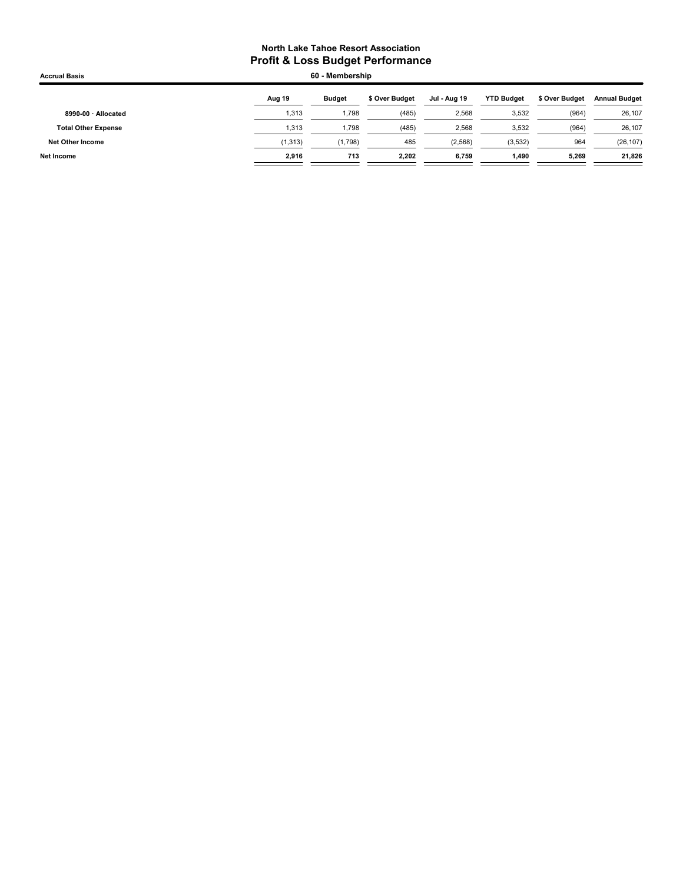## North Lake Tahoe Resort Association
# Profit & Loss Budget Performance

**Accrual Basis** — **60 - Membership**

| | Aug 19 | Budget | $ Over Budget | Jul - Aug 19 | YTD Budget | $ Over Budget | Annual Budget |
|---|---|---|---|---|---|---|---|
| 8990-00 · Allocated | 1,313 | 1,798 | (485) | 2,568 | 3,532 | (964) | 26,107 |
| **Total Other Expense** | 1,313 | 1,798 | (485) | 2,568 | 3,532 | (964) | 26,107 |
| **Net Other Income** | (1,313) | (1,798) | 485 | (2,568) | (3,532) | 964 | (26,107) |
| **Net Income** | **2,916** | **713** | **2,202** | **6,759** | **1,490** | **5,269** | **21,826** |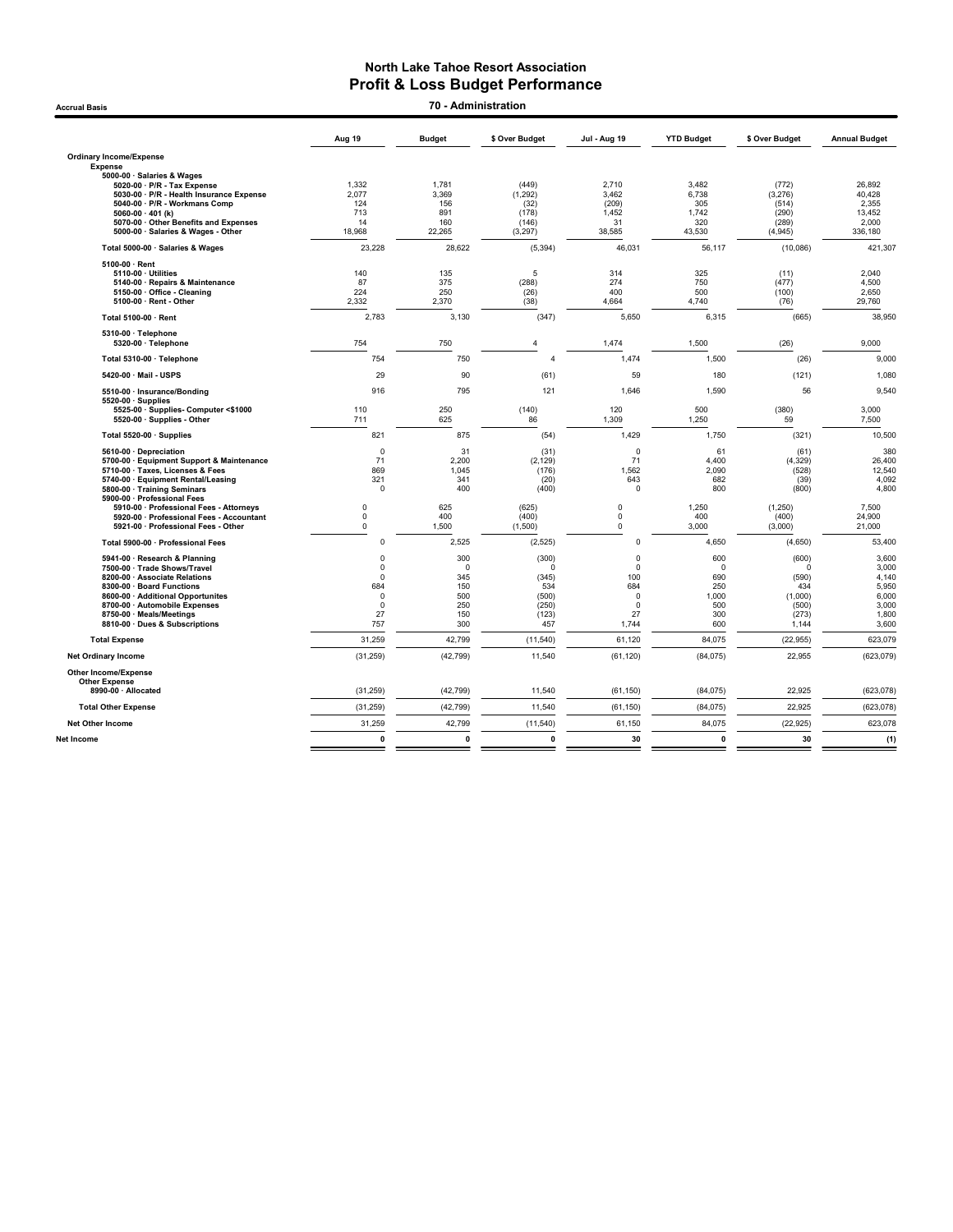# North Lake Tahoe Resort Association
## Profit & Loss Budget Performance

Accrual Basis

### 70 - Administration

| | Aug 19 | Budget | $ Over Budget | Jul - Aug 19 | YTD Budget | $ Over Budget | Annual Budget |
|---|---|---|---|---|---|---|---|
| **Ordinary Income/Expense** | | | | | | | |
| **Expense** | | | | | | | |
| **5000-00 · Salaries & Wages** | | | | | | | |
| 5020-00 · P/R - Tax Expense | 1,332 | 1,781 | (449) | 2,710 | 3,482 | (772) | 26,892 |
| 5030-00 · P/R - Health Insurance Expense | 2,077 | 3,369 | (1,292) | 3,462 | 6,738 | (3,276) | 40,428 |
| 5040-00 · P/R - Workmans Comp | 124 | 156 | (32) | (209) | 305 | (514) | 2,355 |
| 5060-00 · 401 (k) | 713 | 891 | (178) | 1,452 | 1,742 | (290) | 13,452 |
| 5070-00 · Other Benefits and Expenses | 14 | 160 | (146) | 31 | 320 | (289) | 2,000 |
| 5000-00 · Salaries & Wages - Other | 18,968 | 22,265 | (3,297) | 38,585 | 43,530 | (4,945) | 336,180 |
| **Total 5000-00 · Salaries & Wages** | 23,228 | 28,622 | (5,394) | 46,031 | 56,117 | (10,086) | 421,307 |
| **5100-00 · Rent** | | | | | | | |
| 5110-00 · Utilities | 140 | 135 | 5 | 314 | 325 | (11) | 2,040 |
| 5140-00 · Repairs & Maintenance | 87 | 375 | (288) | 274 | 750 | (477) | 4,500 |
| 5150-00 · Office - Cleaning | 224 | 250 | (26) | 400 | 500 | (100) | 2,650 |
| 5100-00 · Rent - Other | 2,332 | 2,370 | (38) | 4,664 | 4,740 | (76) | 29,760 |
| **Total 5100-00 · Rent** | 2,783 | 3,130 | (347) | 5,650 | 6,315 | (665) | 38,950 |
| **5310-00 · Telephone** | | | | | | | |
| 5320-00 · Telephone | 754 | 750 | 4 | 1,474 | 1,500 | (26) | 9,000 |
| **Total 5310-00 · Telephone** | 754 | 750 | 4 | 1,474 | 1,500 | (26) | 9,000 |
| **5420-00 · Mail - USPS** | 29 | 90 | (61) | 59 | 180 | (121) | 1,080 |
| **5510-00 · Insurance/Bonding** | 916 | 795 | 121 | 1,646 | 1,590 | 56 | 9,540 |
| **5520-00 · Supplies** | | | | | | | |
| 5525-00 · Supplies- Computer <$1000 | 110 | 250 | (140) | 120 | 500 | (380) | 3,000 |
| 5520-00 · Supplies - Other | 711 | 625 | 86 | 1,309 | 1,250 | 59 | 7,500 |
| **Total 5520-00 · Supplies** | 821 | 875 | (54) | 1,429 | 1,750 | (321) | 10,500 |
| 5610-00 · Depreciation | 0 | 31 | (31) | 0 | 61 | (61) | 380 |
| 5700-00 · Equipment Support & Maintenance | 71 | 2,200 | (2,129) | 71 | 4,400 | (4,329) | 26,400 |
| 5710-00 · Taxes, Licenses & Fees | 869 | 1,045 | (176) | 1,562 | 2,090 | (528) | 12,540 |
| 5740-00 · Equipment Rental/Leasing | 321 | 341 | (20) | 643 | 682 | (39) | 4,092 |
| 5800-00 · Training Seminars | 0 | 400 | (400) | 0 | 800 | (800) | 4,800 |
| **5900-00 · Professional Fees** | | | | | | | |
| 5910-00 · Professional Fees - Attorneys | 0 | 625 | (625) | 0 | 1,250 | (1,250) | 7,500 |
| 5920-00 · Professional Fees - Accountant | 0 | 400 | (400) | 0 | 400 | (400) | 24,900 |
| 5921-00 · Professional Fees - Other | 0 | 1,500 | (1,500) | 0 | 3,000 | (3,000) | 21,000 |
| **Total 5900-00 · Professional Fees** | 0 | 2,525 | (2,525) | 0 | 4,650 | (4,650) | 53,400 |
| 5941-00 · Research & Planning | 0 | 300 | (300) | 0 | 600 | (600) | 3,600 |
| 7500-00 · Trade Shows/Travel | 0 | 0 | 0 | 0 | 0 | 0 | 3,000 |
| 8200-00 · Associate Relations | 0 | 345 | (345) | 100 | 690 | (590) | 4,140 |
| 8300-00 · Board Functions | 684 | 150 | 534 | 684 | 250 | 434 | 5,950 |
| 8600-00 · Additional Opportunites | 0 | 500 | (500) | 0 | 1,000 | (1,000) | 6,000 |
| 8700-00 · Automobile Expenses | 0 | 250 | (250) | 0 | 500 | (500) | 3,000 |
| 8750-00 · Meals/Meetings | 27 | 150 | (123) | 27 | 300 | (273) | 1,800 |
| 8810-00 · Dues & Subscriptions | 757 | 300 | 457 | 1,744 | 600 | 1,144 | 3,600 |
| **Total Expense** | 31,259 | 42,799 | (11,540) | 61,120 | 84,075 | (22,955) | 623,079 |
| **Net Ordinary Income** | (31,259) | (42,799) | 11,540 | (61,120) | (84,075) | 22,955 | (623,079) |
| **Other Income/Expense** | | | | | | | |
| **Other Expense** | | | | | | | |
| 8990-00 · Allocated | (31,259) | (42,799) | 11,540 | (61,150) | (84,075) | 22,925 | (623,078) |
| **Total Other Expense** | (31,259) | (42,799) | 11,540 | (61,150) | (84,075) | 22,925 | (623,078) |
| **Net Other Income** | 31,259 | 42,799 | (11,540) | 61,150 | 84,075 | (22,925) | 623,078 |
| **Net Income** | **0** | **0** | **0** | **30** | **0** | **30** | **(1)** |